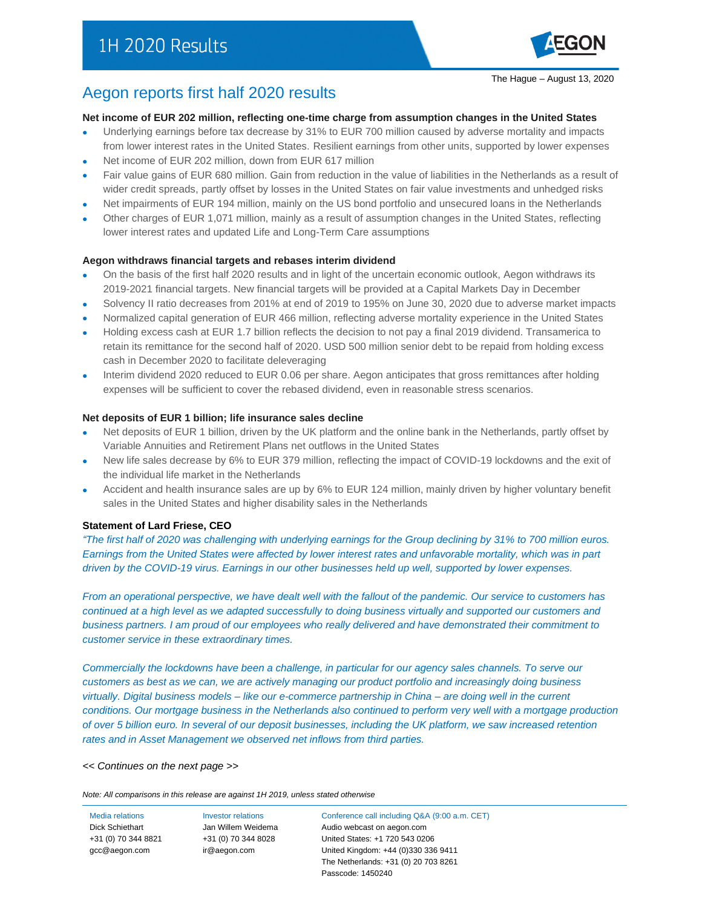# 1H 2020 Results

The Hague – August 13, 2020

## Aegon reports first half 2020 results

**Net income of EUR 202 million, reflecting one-time charge from assumption changes in the United States**

- Underlying earnings before tax decrease by 31% to EUR 700 million caused by adverse mortality and impacts from lower interest rates in the United States. Resilient earnings from other units, supported by lower expenses
- Net income of EUR 202 million, down from EUR 617 million
- Fair value gains of EUR 680 million. Gain from reduction in the value of liabilities in the Netherlands as a result of wider credit spreads, partly offset by losses in the United States on fair value investments and unhedged risks
- Net impairments of EUR 194 million, mainly on the US bond portfolio and unsecured loans in the Netherlands
- Other charges of EUR 1,071 million, mainly as a result of assumption changes in the United States, reflecting lower interest rates and updated Life and Long-Term Care assumptions

**Aegon withdraws financial targets and rebases interim dividend**

- On the basis of the first half 2020 results and in light of the uncertain economic outlook, Aegon withdraws its 2019-2021 financial targets. New financial targets will be provided at a Capital Markets Day in December
- Solvency II ratio decreases from 201% at end of 2019 to 195% on June 30, 2020 due to adverse market impacts
- Normalized capital generation of EUR 466 million, reflecting adverse mortality experience in the United States
- Holding excess cash at EUR 1.7 billion reflects the decision to not pay a final 2019 dividend. Transamerica to retain its remittance for the second half of 2020. USD 500 million senior debt to be repaid from holding excess cash in December 2020 to facilitate deleveraging
- Interim dividend 2020 reduced to EUR 0.06 per share. Aegon anticipates that gross remittances after holding expenses will be sufficient to cover the rebased dividend, even in reasonable stress scenarios.

**Net deposits of EUR 1 billion; life insurance sales decline**

- Net deposits of EUR 1 billion, driven by the UK platform and the online bank in the Netherlands, partly offset by Variable Annuities and Retirement Plans net outflows in the United States
- New life sales decrease by 6% to EUR 379 million, reflecting the impact of COVID-19 lockdowns and the exit of the individual life market in the Netherlands
- Accident and health insurance sales are up by 6% to EUR 124 million, mainly driven by higher voluntary benefit sales in the United States and higher disability sales in the Netherlands

**Statement of Lard Friese, CEO**

*"The first half of 2020 was challenging with underlying earnings for the Group declining by 31% to 700 million euros. Earnings from the United States were affected by lower interest rates and unfavorable mortality, which was in part driven by the COVID-19 virus. Earnings in our other businesses held up well, supported by lower expenses.*

*From an operational perspective, we have dealt well with the fallout of the pandemic. Our service to customers has continued at a high level as we adapted successfully to doing business virtually and supported our customers and business partners. I am proud of our employees who really delivered and have demonstrated their commitment to customer service in these extraordinary times.*

*Commercially the lockdowns have been a challenge, in particular for our agency sales channels. To serve our customers as best as we can, we are actively managing our product portfolio and increasingly doing business virtually. Digital business models – like our e-commerce partnership in China – are doing well in the current conditions. Our mortgage business in the Netherlands also continued to perform very well with a mortgage production of over 5 billion euro. In several of our deposit businesses, including the UK platform, we saw increased retention rates and in Asset Management we observed net inflows from third parties.*

*<< Continues on the next page >>*

*Note: All comparisons in this release are against 1H 2019, unless stated otherwise*

Media relations
Dick Schiethart
+31 (0) 70 344 8821
gcc@aegon.com

Investor relations
Jan Willem Weidema
+31 (0) 70 344 8028
ir@aegon.com

Conference call including Q&A (9:00 a.m. CET)
Audio webcast on aegon.com
United States: +1 720 543 0206
United Kingdom: +44 (0)330 336 9411
The Netherlands: +31 (0) 20 703 8261
Passcode: 1450240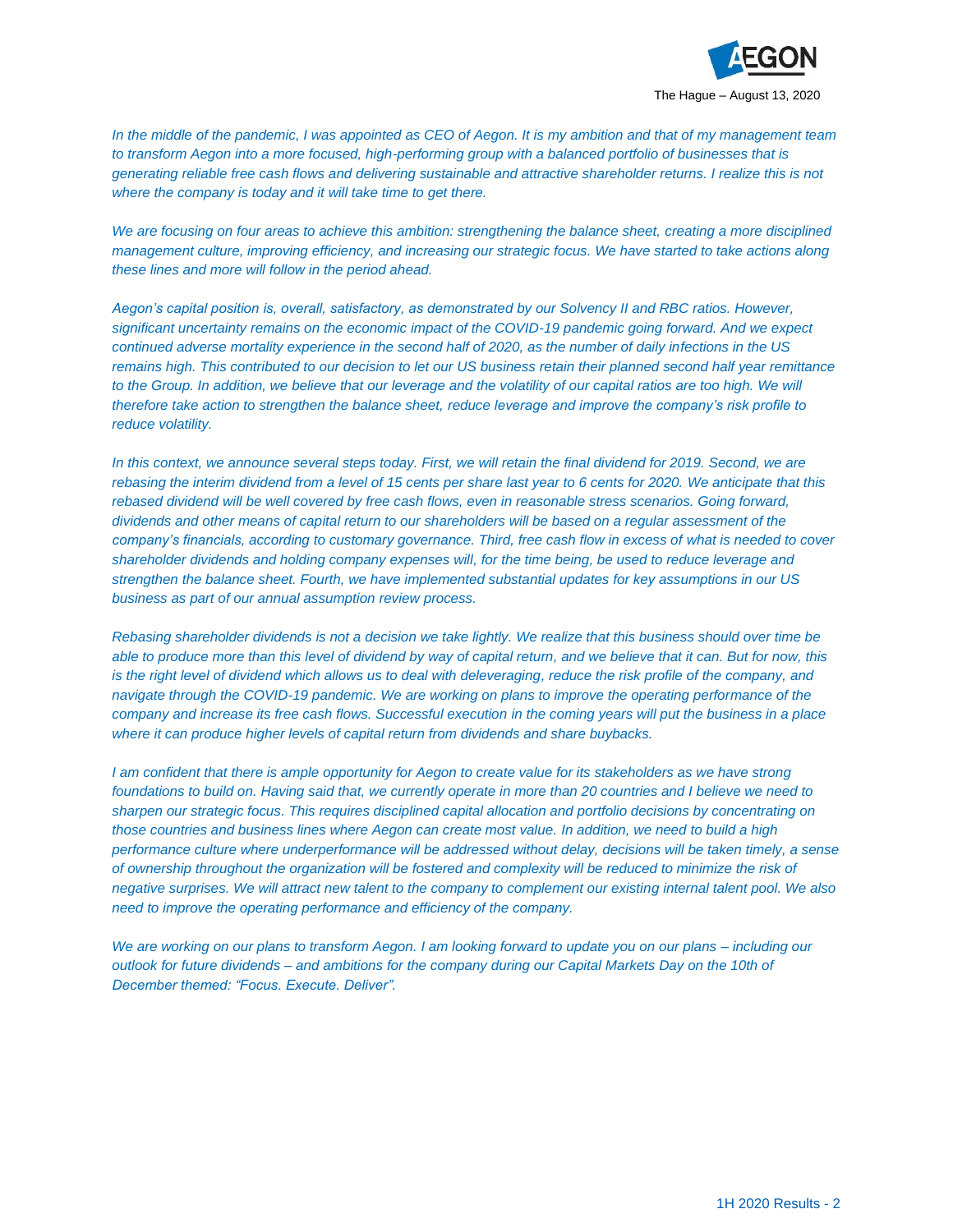The Hague – August 13, 2020

*In the middle of the pandemic, I was appointed as CEO of Aegon. It is my ambition and that of my management team to transform Aegon into a more focused, high-performing group with a balanced portfolio of businesses that is generating reliable free cash flows and delivering sustainable and attractive shareholder returns. I realize this is not where the company is today and it will take time to get there.*

*We are focusing on four areas to achieve this ambition: strengthening the balance sheet, creating a more disciplined management culture, improving efficiency, and increasing our strategic focus. We have started to take actions along these lines and more will follow in the period ahead.*

*Aegon's capital position is, overall, satisfactory, as demonstrated by our Solvency II and RBC ratios. However, significant uncertainty remains on the economic impact of the COVID-19 pandemic going forward. And we expect continued adverse mortality experience in the second half of 2020, as the number of daily infections in the US remains high. This contributed to our decision to let our US business retain their planned second half year remittance to the Group. In addition, we believe that our leverage and the volatility of our capital ratios are too high. We will therefore take action to strengthen the balance sheet, reduce leverage and improve the company's risk profile to reduce volatility.*

*In this context, we announce several steps today. First, we will retain the final dividend for 2019. Second, we are rebasing the interim dividend from a level of 15 cents per share last year to 6 cents for 2020. We anticipate that this rebased dividend will be well covered by free cash flows, even in reasonable stress scenarios. Going forward, dividends and other means of capital return to our shareholders will be based on a regular assessment of the company's financials, according to customary governance. Third, free cash flow in excess of what is needed to cover shareholder dividends and holding company expenses will, for the time being, be used to reduce leverage and strengthen the balance sheet. Fourth, we have implemented substantial updates for key assumptions in our US business as part of our annual assumption review process.*

*Rebasing shareholder dividends is not a decision we take lightly. We realize that this business should over time be able to produce more than this level of dividend by way of capital return, and we believe that it can. But for now, this is the right level of dividend which allows us to deal with deleveraging, reduce the risk profile of the company, and navigate through the COVID-19 pandemic. We are working on plans to improve the operating performance of the company and increase its free cash flows. Successful execution in the coming years will put the business in a place where it can produce higher levels of capital return from dividends and share buybacks.*

*I am confident that there is ample opportunity for Aegon to create value for its stakeholders as we have strong foundations to build on. Having said that, we currently operate in more than 20 countries and I believe we need to sharpen our strategic focus. This requires disciplined capital allocation and portfolio decisions by concentrating on those countries and business lines where Aegon can create most value. In addition, we need to build a high performance culture where underperformance will be addressed without delay, decisions will be taken timely, a sense of ownership throughout the organization will be fostered and complexity will be reduced to minimize the risk of negative surprises. We will attract new talent to the company to complement our existing internal talent pool. We also need to improve the operating performance and efficiency of the company.*

*We are working on our plans to transform Aegon. I am looking forward to update you on our plans – including our outlook for future dividends – and ambitions for the company during our Capital Markets Day on the 10th of December themed: "Focus. Execute. Deliver".*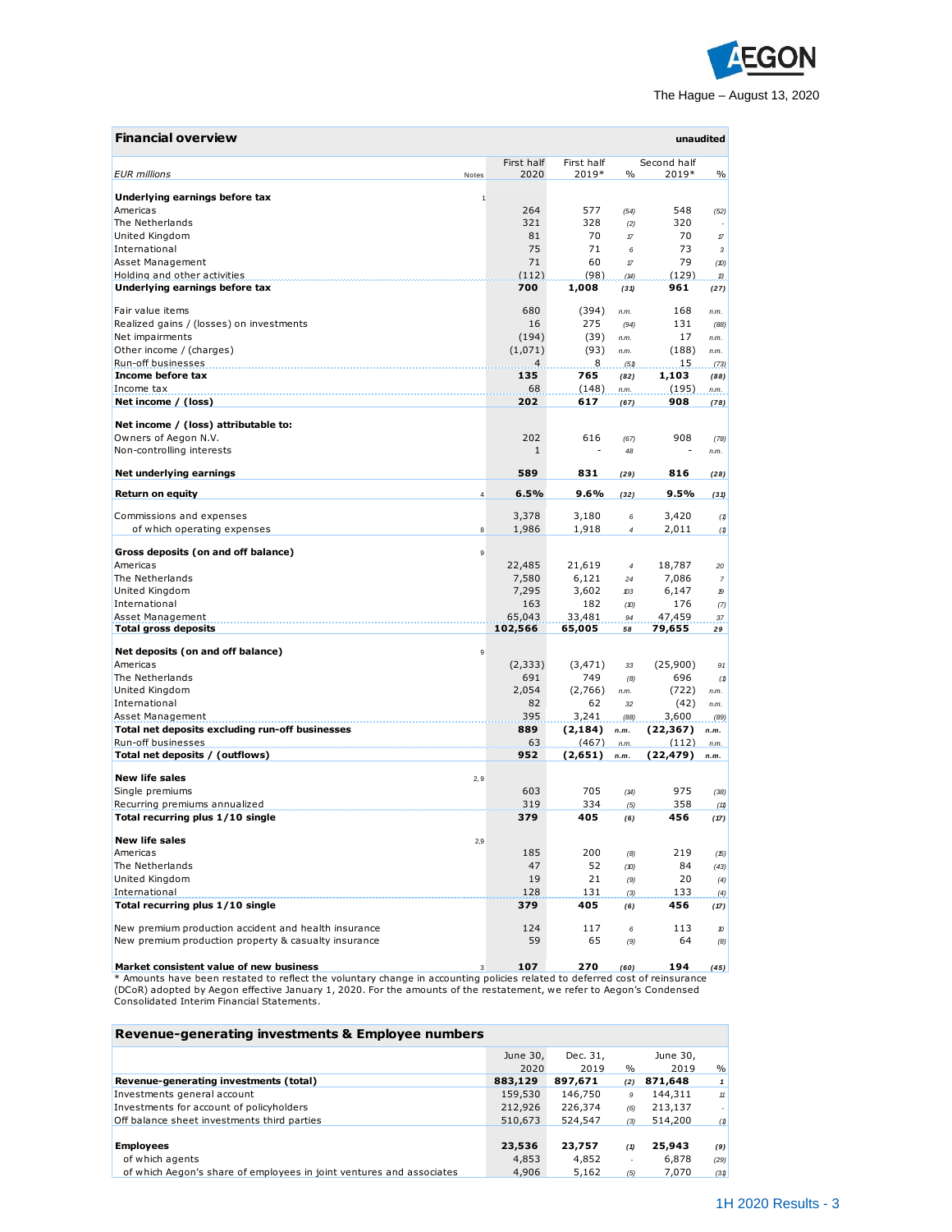The Hague – August 13, 2020

## Financial overview

unaudited

| EUR millions | Notes | First half 2020 | First half 2019* | % | Second half 2019* | % |
|---|---|---|---|---|---|---|
| **Underlying earnings before tax** | 1 | | | | | |
| Americas | | 264 | 577 | (54) | 548 | (52) |
| The Netherlands | | 321 | 328 | (2) | 320 | - |
| United Kingdom | | 81 | 70 | 17 | 70 | 17 |
| International | | 75 | 71 | 6 | 73 | 3 |
| Asset Management | | 71 | 60 | 17 | 79 | (10) |
| Holding and other activities | | (112) | (98) | (14) | (129) | 13 |
| **Underlying earnings before tax** | | **700** | **1,008** | **(31)** | **961** | **(27)** |
| | | | | | | |
| Fair value items | | 680 | (394) | n.m. | 168 | n.m. |
| Realized gains / (losses) on investments | | 16 | 275 | (94) | 131 | (88) |
| Net impairments | | (194) | (39) | n.m. | 17 | n.m. |
| Other income / (charges) | | (1,071) | (93) | n.m. | (188) | n.m. |
| Run-off businesses | | 4 | 8 | (51) | 15 | (73) |
| **Income before tax** | | **135** | **765** | **(82)** | **1,103** | **(88)** |
| Income tax | | 68 | (148) | n.m. | (195) | n.m. |
| **Net income / (loss)** | | **202** | **617** | **(67)** | **908** | **(78)** |
| | | | | | | |
| **Net income / (loss) attributable to:** | | | | | | |
| Owners of Aegon N.V. | | 202 | 616 | (67) | 908 | (78) |
| Non-controlling interests | | 1 | - | 48 | - | n.m. |
| | | | | | | |
| **Net underlying earnings** | | **589** | **831** | **(29)** | **816** | **(28)** |
| | | | | | | |
| **Return on equity** | 4 | **6.5%** | **9.6%** | **(32)** | **9.5%** | **(31)** |
| | | | | | | |
| Commissions and expenses | | 3,378 | 3,180 | 6 | 3,420 | (1) |
| of which operating expenses | 8 | 1,986 | 1,918 | 4 | 2,011 | (1) |
| | | | | | | |
| **Gross deposits (on and off balance)** | 9 | | | | | |
| Americas | | 22,485 | 21,619 | 4 | 18,787 | 20 |
| The Netherlands | | 7,580 | 6,121 | 24 | 7,086 | 7 |
| United Kingdom | | 7,295 | 3,602 | 103 | 6,147 | 19 |
| International | | 163 | 182 | (10) | 176 | (7) |
| Asset Management | | 65,043 | 33,481 | 94 | 47,459 | 37 |
| **Total gross deposits** | | **102,566** | **65,005** | **58** | **79,655** | **29** |
| | | | | | | |
| **Net deposits (on and off balance)** | 9 | | | | | |
| Americas | | (2,333) | (3,471) | 33 | (25,900) | 91 |
| The Netherlands | | 691 | 749 | (8) | 696 | (1) |
| United Kingdom | | 2,054 | (2,766) | n.m. | (722) | n.m. |
| International | | 82 | 62 | 32 | (42) | n.m. |
| Asset Management | | 395 | 3,241 | (88) | 3,600 | (89) |
| **Total net deposits excluding run-off businesses** | | **889** | **(2,184)** | **n.m.** | **(22,367)** | **n.m.** |
| Run-off businesses | | 63 | (467) | n.m. | (112) | n.m. |
| **Total net deposits / (outflows)** | | **952** | **(2,651)** | **n.m.** | **(22,479)** | **n.m.** |
| | | | | | | |
| **New life sales** | 2, 9 | | | | | |
| Single premiums | | 603 | 705 | (14) | 975 | (38) |
| Recurring premiums annualized | | 319 | 334 | (5) | 358 | (11) |
| **Total recurring plus 1/10 single** | | **379** | **405** | **(6)** | **456** | **(17)** |
| | | | | | | |
| **New life sales** | 2,9 | | | | | |
| Americas | | 185 | 200 | (8) | 219 | (15) |
| The Netherlands | | 47 | 52 | (10) | 84 | (43) |
| United Kingdom | | 19 | 21 | (9) | 20 | (4) |
| International | | 128 | 131 | (3) | 133 | (4) |
| **Total recurring plus 1/10 single** | | **379** | **405** | **(6)** | **456** | **(17)** |
| | | | | | | |
| New premium production accident and health insurance | | 124 | 117 | 6 | 113 | 10 |
| New premium production property & casualty insurance | | 59 | 65 | (9) | 64 | (8) |
| | | | | | | |
| **Market consistent value of new business** | 3 | **107** | **270** | **(60)** | **194** | **(45)** |

* Amounts have been restated to reflect the voluntary change in accounting policies related to deferred cost of reinsurance (DCoR) adopted by Aegon effective January 1, 2020. For the amounts of the restatement, we refer to Aegon's Condensed Consolidated Interim Financial Statements.

## Revenue-generating investments & Employee numbers

| | June 30, 2020 | Dec. 31, 2019 | % | June 30, 2019 | % |
|---|---|---|---|---|---|
| **Revenue-generating investments (total)** | **883,129** | **897,671** | **(2)** | **871,648** | **1** |
| Investments general account | 159,530 | 146,750 | 9 | 144,311 | 11 |
| Investments for account of policyholders | 212,926 | 226,374 | (6) | 213,137 | - |
| Off balance sheet investments third parties | 510,673 | 524,547 | (3) | 514,200 | (1) |
| | | | | | |
| **Employees** | **23,536** | **23,757** | **(1)** | **25,943** | **(9)** |
| of which agents | 4,853 | 4,852 | - | 6,878 | (29) |
| of which Aegon's share of employees in joint ventures and associates | 4,906 | 5,162 | (5) | 7,070 | (31) |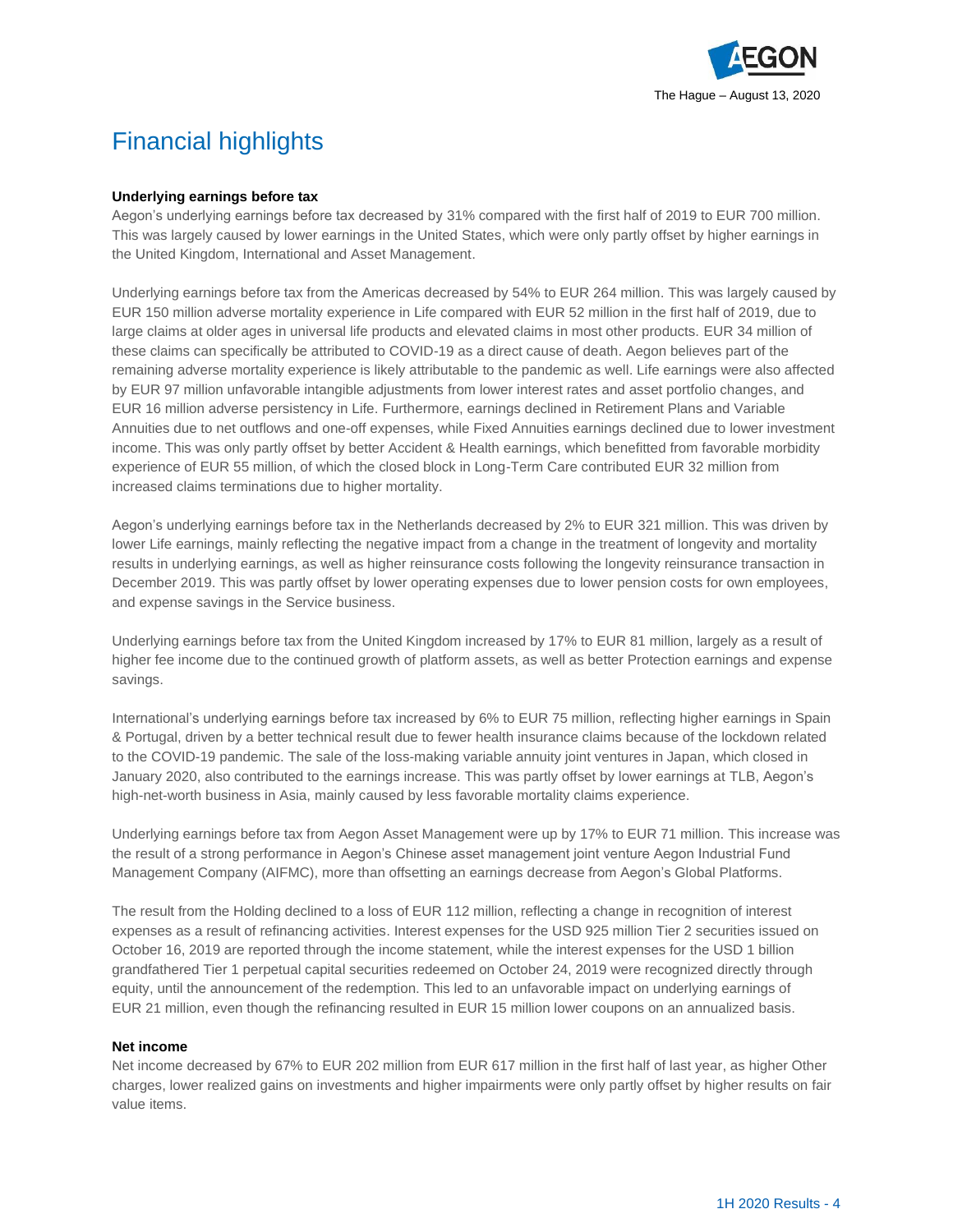# Financial highlights

**Underlying earnings before tax**

Aegon's underlying earnings before tax decreased by 31% compared with the first half of 2019 to EUR 700 million. This was largely caused by lower earnings in the United States, which were only partly offset by higher earnings in the United Kingdom, International and Asset Management.

Underlying earnings before tax from the Americas decreased by 54% to EUR 264 million. This was largely caused by EUR 150 million adverse mortality experience in Life compared with EUR 52 million in the first half of 2019, due to large claims at older ages in universal life products and elevated claims in most other products. EUR 34 million of these claims can specifically be attributed to COVID-19 as a direct cause of death. Aegon believes part of the remaining adverse mortality experience is likely attributable to the pandemic as well. Life earnings were also affected by EUR 97 million unfavorable intangible adjustments from lower interest rates and asset portfolio changes, and EUR 16 million adverse persistency in Life. Furthermore, earnings declined in Retirement Plans and Variable Annuities due to net outflows and one-off expenses, while Fixed Annuities earnings declined due to lower investment income. This was only partly offset by better Accident & Health earnings, which benefitted from favorable morbidity experience of EUR 55 million, of which the closed block in Long-Term Care contributed EUR 32 million from increased claims terminations due to higher mortality.

Aegon's underlying earnings before tax in the Netherlands decreased by 2% to EUR 321 million. This was driven by lower Life earnings, mainly reflecting the negative impact from a change in the treatment of longevity and mortality results in underlying earnings, as well as higher reinsurance costs following the longevity reinsurance transaction in December 2019. This was partly offset by lower operating expenses due to lower pension costs for own employees, and expense savings in the Service business.

Underlying earnings before tax from the United Kingdom increased by 17% to EUR 81 million, largely as a result of higher fee income due to the continued growth of platform assets, as well as better Protection earnings and expense savings.

International's underlying earnings before tax increased by 6% to EUR 75 million, reflecting higher earnings in Spain & Portugal, driven by a better technical result due to fewer health insurance claims because of the lockdown related to the COVID-19 pandemic. The sale of the loss-making variable annuity joint ventures in Japan, which closed in January 2020, also contributed to the earnings increase. This was partly offset by lower earnings at TLB, Aegon's high-net-worth business in Asia, mainly caused by less favorable mortality claims experience.

Underlying earnings before tax from Aegon Asset Management were up by 17% to EUR 71 million. This increase was the result of a strong performance in Aegon's Chinese asset management joint venture Aegon Industrial Fund Management Company (AIFMC), more than offsetting an earnings decrease from Aegon's Global Platforms.

The result from the Holding declined to a loss of EUR 112 million, reflecting a change in recognition of interest expenses as a result of refinancing activities. Interest expenses for the USD 925 million Tier 2 securities issued on October 16, 2019 are reported through the income statement, while the interest expenses for the USD 1 billion grandfathered Tier 1 perpetual capital securities redeemed on October 24, 2019 were recognized directly through equity, until the announcement of the redemption. This led to an unfavorable impact on underlying earnings of EUR 21 million, even though the refinancing resulted in EUR 15 million lower coupons on an annualized basis.

**Net income**

Net income decreased by 67% to EUR 202 million from EUR 617 million in the first half of last year, as higher Other charges, lower realized gains on investments and higher impairments were only partly offset by higher results on fair value items.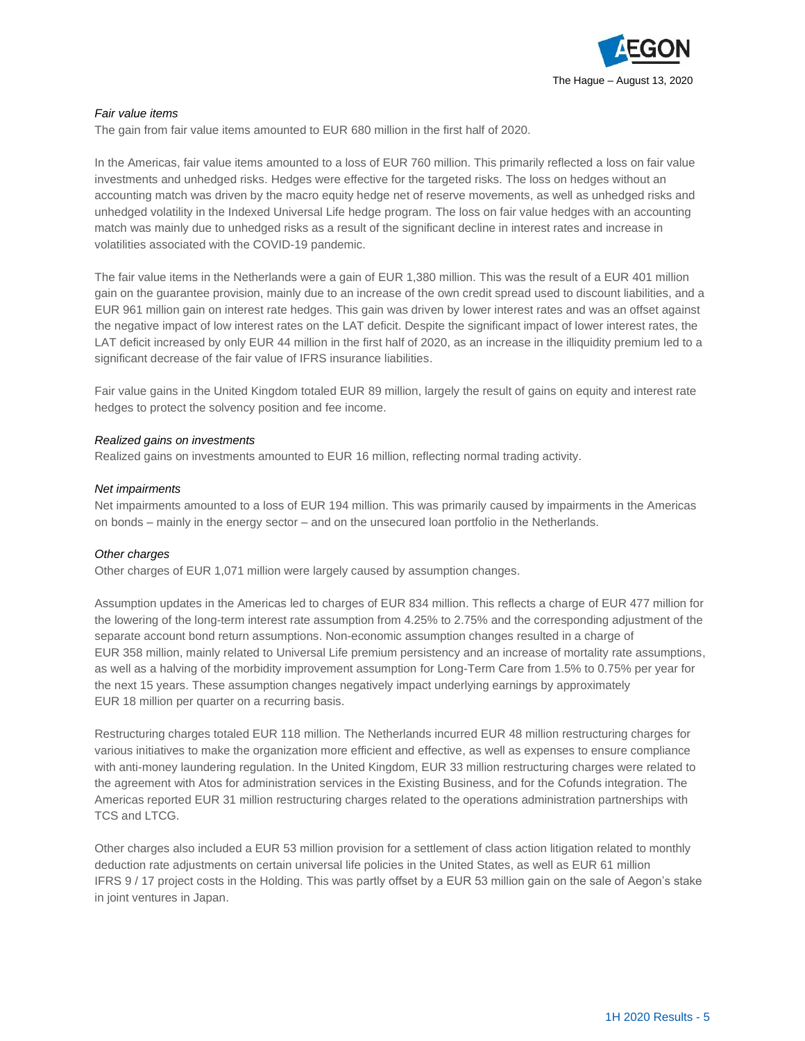*Fair value items*

The gain from fair value items amounted to EUR 680 million in the first half of 2020.

In the Americas, fair value items amounted to a loss of EUR 760 million. This primarily reflected a loss on fair value investments and unhedged risks. Hedges were effective for the targeted risks. The loss on hedges without an accounting match was driven by the macro equity hedge net of reserve movements, as well as unhedged risks and unhedged volatility in the Indexed Universal Life hedge program. The loss on fair value hedges with an accounting match was mainly due to unhedged risks as a result of the significant decline in interest rates and increase in volatilities associated with the COVID-19 pandemic.

The fair value items in the Netherlands were a gain of EUR 1,380 million. This was the result of a EUR 401 million gain on the guarantee provision, mainly due to an increase of the own credit spread used to discount liabilities, and a EUR 961 million gain on interest rate hedges. This gain was driven by lower interest rates and was an offset against the negative impact of low interest rates on the LAT deficit. Despite the significant impact of lower interest rates, the LAT deficit increased by only EUR 44 million in the first half of 2020, as an increase in the illiquidity premium led to a significant decrease of the fair value of IFRS insurance liabilities.

Fair value gains in the United Kingdom totaled EUR 89 million, largely the result of gains on equity and interest rate hedges to protect the solvency position and fee income.

*Realized gains on investments*

Realized gains on investments amounted to EUR 16 million, reflecting normal trading activity.

*Net impairments*

Net impairments amounted to a loss of EUR 194 million. This was primarily caused by impairments in the Americas on bonds – mainly in the energy sector – and on the unsecured loan portfolio in the Netherlands.

*Other charges*

Other charges of EUR 1,071 million were largely caused by assumption changes.

Assumption updates in the Americas led to charges of EUR 834 million. This reflects a charge of EUR 477 million for the lowering of the long-term interest rate assumption from 4.25% to 2.75% and the corresponding adjustment of the separate account bond return assumptions. Non-economic assumption changes resulted in a charge of EUR 358 million, mainly related to Universal Life premium persistency and an increase of mortality rate assumptions, as well as a halving of the morbidity improvement assumption for Long-Term Care from 1.5% to 0.75% per year for the next 15 years. These assumption changes negatively impact underlying earnings by approximately EUR 18 million per quarter on a recurring basis.

Restructuring charges totaled EUR 118 million. The Netherlands incurred EUR 48 million restructuring charges for various initiatives to make the organization more efficient and effective, as well as expenses to ensure compliance with anti-money laundering regulation. In the United Kingdom, EUR 33 million restructuring charges were related to the agreement with Atos for administration services in the Existing Business, and for the Cofunds integration. The Americas reported EUR 31 million restructuring charges related to the operations administration partnerships with TCS and LTCG.

Other charges also included a EUR 53 million provision for a settlement of class action litigation related to monthly deduction rate adjustments on certain universal life policies in the United States, as well as EUR 61 million IFRS 9 / 17 project costs in the Holding. This was partly offset by a EUR 53 million gain on the sale of Aegon's stake in joint ventures in Japan.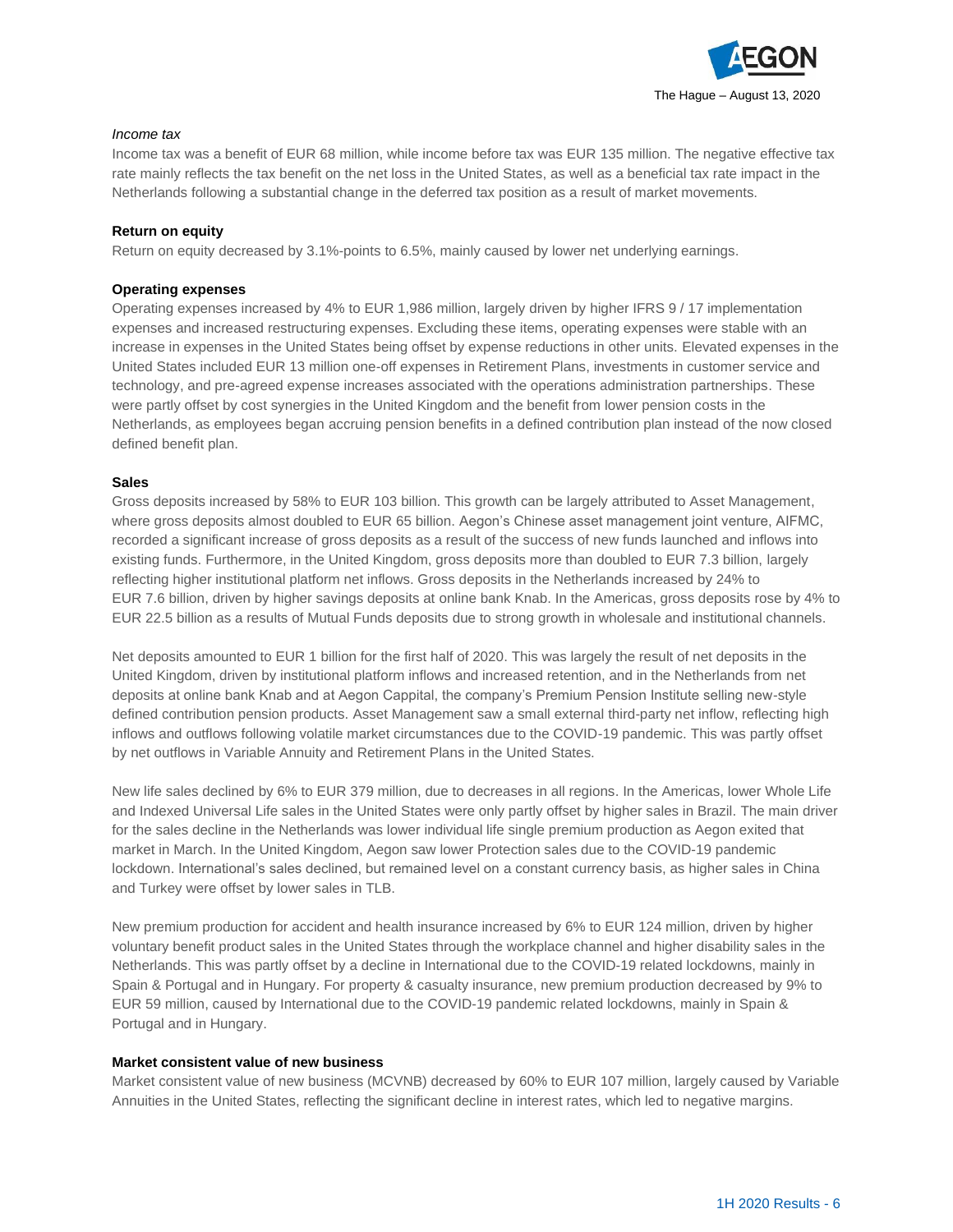*Income tax*

Income tax was a benefit of EUR 68 million, while income before tax was EUR 135 million. The negative effective tax rate mainly reflects the tax benefit on the net loss in the United States, as well as a beneficial tax rate impact in the Netherlands following a substantial change in the deferred tax position as a result of market movements.

**Return on equity**

Return on equity decreased by 3.1%-points to 6.5%, mainly caused by lower net underlying earnings.

**Operating expenses**

Operating expenses increased by 4% to EUR 1,986 million, largely driven by higher IFRS 9 / 17 implementation expenses and increased restructuring expenses. Excluding these items, operating expenses were stable with an increase in expenses in the United States being offset by expense reductions in other units. Elevated expenses in the United States included EUR 13 million one-off expenses in Retirement Plans, investments in customer service and technology, and pre-agreed expense increases associated with the operations administration partnerships. These were partly offset by cost synergies in the United Kingdom and the benefit from lower pension costs in the Netherlands, as employees began accruing pension benefits in a defined contribution plan instead of the now closed defined benefit plan.

**Sales**

Gross deposits increased by 58% to EUR 103 billion. This growth can be largely attributed to Asset Management, where gross deposits almost doubled to EUR 65 billion. Aegon's Chinese asset management joint venture, AIFMC, recorded a significant increase of gross deposits as a result of the success of new funds launched and inflows into existing funds. Furthermore, in the United Kingdom, gross deposits more than doubled to EUR 7.3 billion, largely reflecting higher institutional platform net inflows. Gross deposits in the Netherlands increased by 24% to EUR 7.6 billion, driven by higher savings deposits at online bank Knab. In the Americas, gross deposits rose by 4% to EUR 22.5 billion as a results of Mutual Funds deposits due to strong growth in wholesale and institutional channels.

Net deposits amounted to EUR 1 billion for the first half of 2020. This was largely the result of net deposits in the United Kingdom, driven by institutional platform inflows and increased retention, and in the Netherlands from net deposits at online bank Knab and at Aegon Cappital, the company's Premium Pension Institute selling new-style defined contribution pension products. Asset Management saw a small external third-party net inflow, reflecting high inflows and outflows following volatile market circumstances due to the COVID-19 pandemic. This was partly offset by net outflows in Variable Annuity and Retirement Plans in the United States.

New life sales declined by 6% to EUR 379 million, due to decreases in all regions. In the Americas, lower Whole Life and Indexed Universal Life sales in the United States were only partly offset by higher sales in Brazil. The main driver for the sales decline in the Netherlands was lower individual life single premium production as Aegon exited that market in March. In the United Kingdom, Aegon saw lower Protection sales due to the COVID-19 pandemic lockdown. International's sales declined, but remained level on a constant currency basis, as higher sales in China and Turkey were offset by lower sales in TLB.

New premium production for accident and health insurance increased by 6% to EUR 124 million, driven by higher voluntary benefit product sales in the United States through the workplace channel and higher disability sales in the Netherlands. This was partly offset by a decline in International due to the COVID-19 related lockdowns, mainly in Spain & Portugal and in Hungary. For property & casualty insurance, new premium production decreased by 9% to EUR 59 million, caused by International due to the COVID-19 pandemic related lockdowns, mainly in Spain & Portugal and in Hungary.

**Market consistent value of new business**

Market consistent value of new business (MCVNB) decreased by 60% to EUR 107 million, largely caused by Variable Annuities in the United States, reflecting the significant decline in interest rates, which led to negative margins.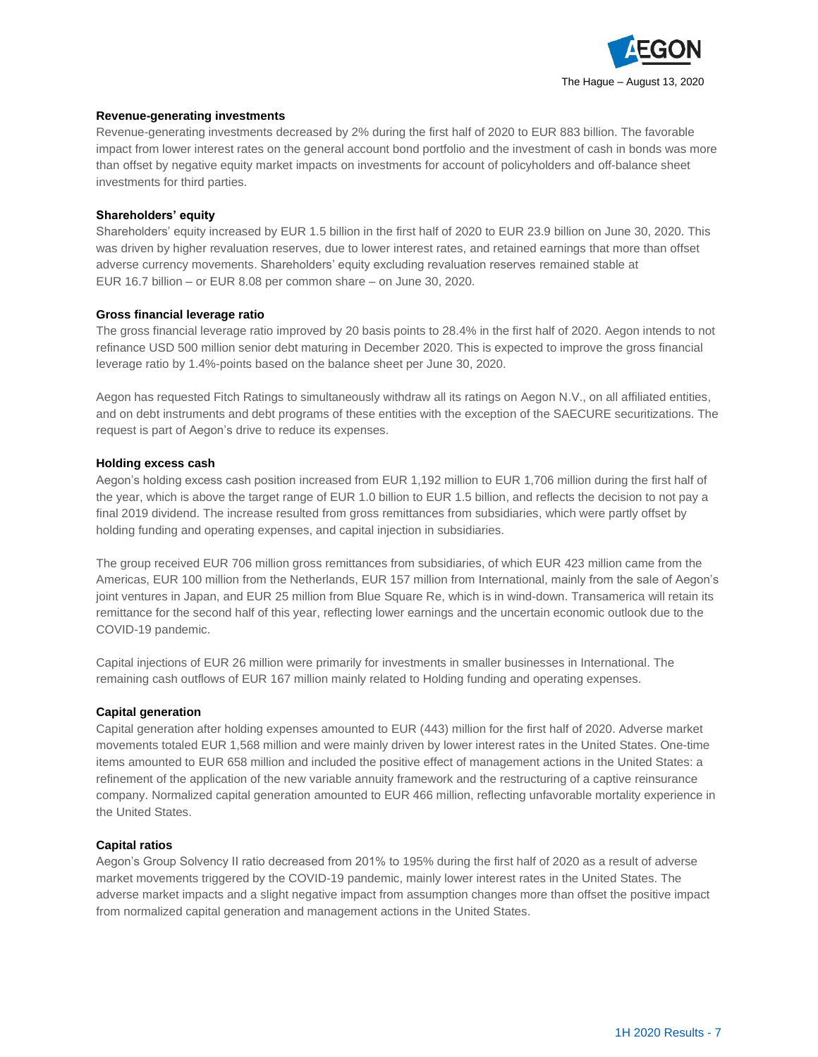### Revenue-generating investments

Revenue-generating investments decreased by 2% during the first half of 2020 to EUR 883 billion. The favorable impact from lower interest rates on the general account bond portfolio and the investment of cash in bonds was more than offset by negative equity market impacts on investments for account of policyholders and off-balance sheet investments for third parties.

### Shareholders' equity

Shareholders' equity increased by EUR 1.5 billion in the first half of 2020 to EUR 23.9 billion on June 30, 2020. This was driven by higher revaluation reserves, due to lower interest rates, and retained earnings that more than offset adverse currency movements. Shareholders' equity excluding revaluation reserves remained stable at EUR 16.7 billion – or EUR 8.08 per common share – on June 30, 2020.

### Gross financial leverage ratio

The gross financial leverage ratio improved by 20 basis points to 28.4% in the first half of 2020. Aegon intends to not refinance USD 500 million senior debt maturing in December 2020. This is expected to improve the gross financial leverage ratio by 1.4%-points based on the balance sheet per June 30, 2020.

Aegon has requested Fitch Ratings to simultaneously withdraw all its ratings on Aegon N.V., on all affiliated entities, and on debt instruments and debt programs of these entities with the exception of the SAECURE securitizations. The request is part of Aegon's drive to reduce its expenses.

### Holding excess cash

Aegon's holding excess cash position increased from EUR 1,192 million to EUR 1,706 million during the first half of the year, which is above the target range of EUR 1.0 billion to EUR 1.5 billion, and reflects the decision to not pay a final 2019 dividend. The increase resulted from gross remittances from subsidiaries, which were partly offset by holding funding and operating expenses, and capital injection in subsidiaries.

The group received EUR 706 million gross remittances from subsidiaries, of which EUR 423 million came from the Americas, EUR 100 million from the Netherlands, EUR 157 million from International, mainly from the sale of Aegon's joint ventures in Japan, and EUR 25 million from Blue Square Re, which is in wind-down. Transamerica will retain its remittance for the second half of this year, reflecting lower earnings and the uncertain economic outlook due to the COVID-19 pandemic.

Capital injections of EUR 26 million were primarily for investments in smaller businesses in International. The remaining cash outflows of EUR 167 million mainly related to Holding funding and operating expenses.

### Capital generation

Capital generation after holding expenses amounted to EUR (443) million for the first half of 2020. Adverse market movements totaled EUR 1,568 million and were mainly driven by lower interest rates in the United States. One-time items amounted to EUR 658 million and included the positive effect of management actions in the United States: a refinement of the application of the new variable annuity framework and the restructuring of a captive reinsurance company. Normalized capital generation amounted to EUR 466 million, reflecting unfavorable mortality experience in the United States.

### Capital ratios

Aegon's Group Solvency II ratio decreased from 201% to 195% during the first half of 2020 as a result of adverse market movements triggered by the COVID-19 pandemic, mainly lower interest rates in the United States. The adverse market impacts and a slight negative impact from assumption changes more than offset the positive impact from normalized capital generation and management actions in the United States.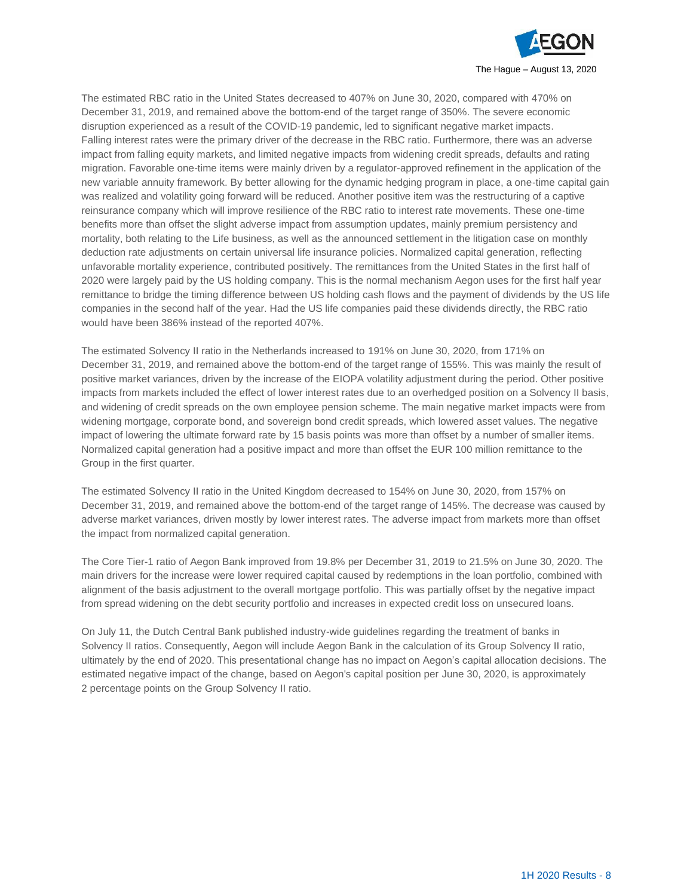The estimated RBC ratio in the United States decreased to 407% on June 30, 2020, compared with 470% on December 31, 2019, and remained above the bottom-end of the target range of 350%. The severe economic disruption experienced as a result of the COVID-19 pandemic, led to significant negative market impacts. Falling interest rates were the primary driver of the decrease in the RBC ratio. Furthermore, there was an adverse impact from falling equity markets, and limited negative impacts from widening credit spreads, defaults and rating migration. Favorable one-time items were mainly driven by a regulator-approved refinement in the application of the new variable annuity framework. By better allowing for the dynamic hedging program in place, a one-time capital gain was realized and volatility going forward will be reduced. Another positive item was the restructuring of a captive reinsurance company which will improve resilience of the RBC ratio to interest rate movements. These one-time benefits more than offset the slight adverse impact from assumption updates, mainly premium persistency and mortality, both relating to the Life business, as well as the announced settlement in the litigation case on monthly deduction rate adjustments on certain universal life insurance policies. Normalized capital generation, reflecting unfavorable mortality experience, contributed positively. The remittances from the United States in the first half of 2020 were largely paid by the US holding company. This is the normal mechanism Aegon uses for the first half year remittance to bridge the timing difference between US holding cash flows and the payment of dividends by the US life companies in the second half of the year. Had the US life companies paid these dividends directly, the RBC ratio would have been 386% instead of the reported 407%.

The estimated Solvency II ratio in the Netherlands increased to 191% on June 30, 2020, from 171% on December 31, 2019, and remained above the bottom-end of the target range of 155%. This was mainly the result of positive market variances, driven by the increase of the EIOPA volatility adjustment during the period. Other positive impacts from markets included the effect of lower interest rates due to an overhedged position on a Solvency II basis, and widening of credit spreads on the own employee pension scheme. The main negative market impacts were from widening mortgage, corporate bond, and sovereign bond credit spreads, which lowered asset values. The negative impact of lowering the ultimate forward rate by 15 basis points was more than offset by a number of smaller items. Normalized capital generation had a positive impact and more than offset the EUR 100 million remittance to the Group in the first quarter.

The estimated Solvency II ratio in the United Kingdom decreased to 154% on June 30, 2020, from 157% on December 31, 2019, and remained above the bottom-end of the target range of 145%. The decrease was caused by adverse market variances, driven mostly by lower interest rates. The adverse impact from markets more than offset the impact from normalized capital generation.

The Core Tier-1 ratio of Aegon Bank improved from 19.8% per December 31, 2019 to 21.5% on June 30, 2020. The main drivers for the increase were lower required capital caused by redemptions in the loan portfolio, combined with alignment of the basis adjustment to the overall mortgage portfolio. This was partially offset by the negative impact from spread widening on the debt security portfolio and increases in expected credit loss on unsecured loans.

On July 11, the Dutch Central Bank published industry-wide guidelines regarding the treatment of banks in Solvency II ratios. Consequently, Aegon will include Aegon Bank in the calculation of its Group Solvency II ratio, ultimately by the end of 2020. This presentational change has no impact on Aegon's capital allocation decisions. The estimated negative impact of the change, based on Aegon's capital position per June 30, 2020, is approximately 2 percentage points on the Group Solvency II ratio.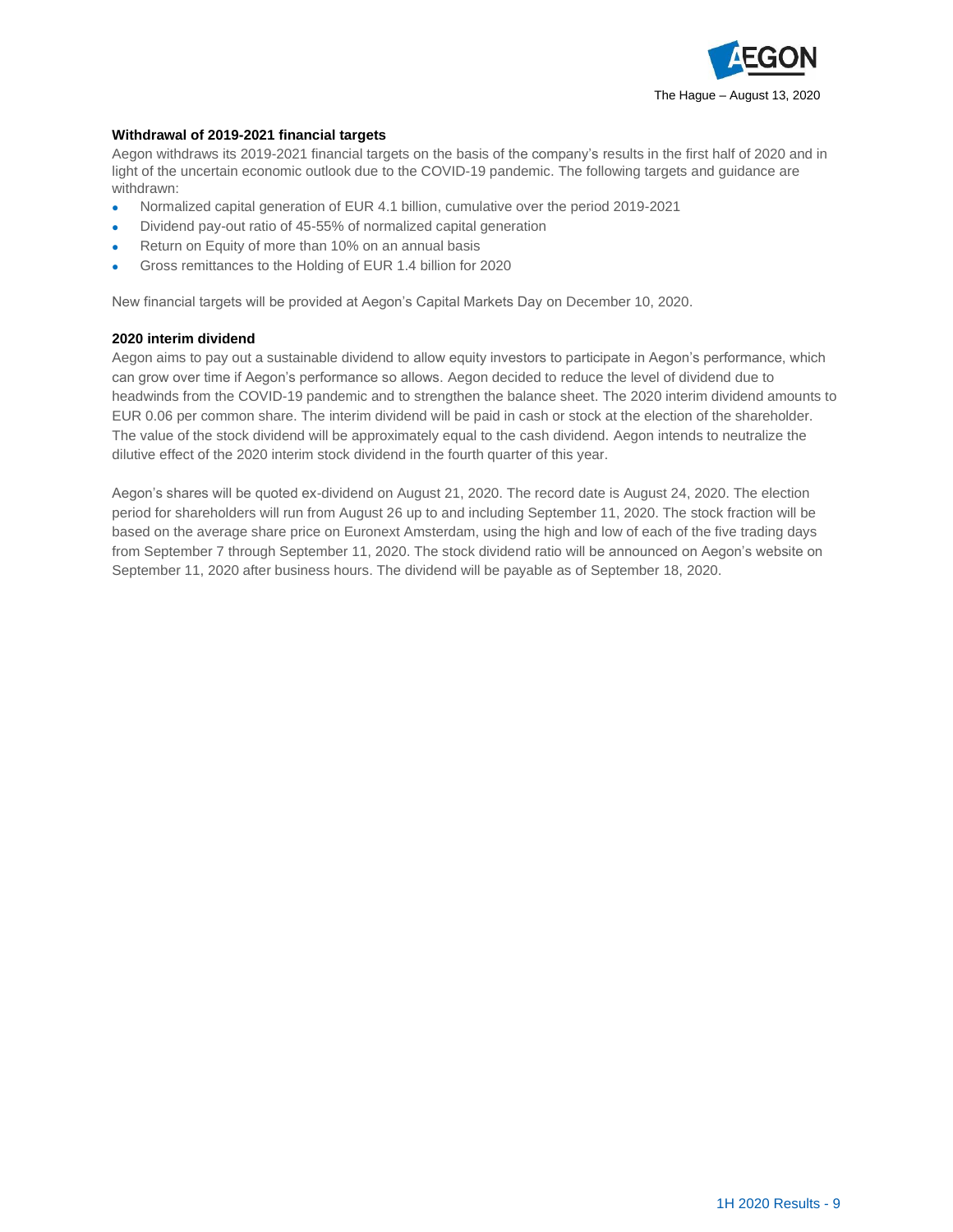### Withdrawal of 2019-2021 financial targets

Aegon withdraws its 2019-2021 financial targets on the basis of the company's results in the first half of 2020 and in light of the uncertain economic outlook due to the COVID-19 pandemic. The following targets and guidance are withdrawn:

- Normalized capital generation of EUR 4.1 billion, cumulative over the period 2019-2021
- Dividend pay-out ratio of 45-55% of normalized capital generation
- Return on Equity of more than 10% on an annual basis
- Gross remittances to the Holding of EUR 1.4 billion for 2020

New financial targets will be provided at Aegon's Capital Markets Day on December 10, 2020.

### 2020 interim dividend

Aegon aims to pay out a sustainable dividend to allow equity investors to participate in Aegon's performance, which can grow over time if Aegon's performance so allows. Aegon decided to reduce the level of dividend due to headwinds from the COVID-19 pandemic and to strengthen the balance sheet. The 2020 interim dividend amounts to EUR 0.06 per common share. The interim dividend will be paid in cash or stock at the election of the shareholder. The value of the stock dividend will be approximately equal to the cash dividend. Aegon intends to neutralize the dilutive effect of the 2020 interim stock dividend in the fourth quarter of this year.

Aegon's shares will be quoted ex-dividend on August 21, 2020. The record date is August 24, 2020. The election period for shareholders will run from August 26 up to and including September 11, 2020. The stock fraction will be based on the average share price on Euronext Amsterdam, using the high and low of each of the five trading days from September 7 through September 11, 2020. The stock dividend ratio will be announced on Aegon's website on September 11, 2020 after business hours. The dividend will be payable as of September 18, 2020.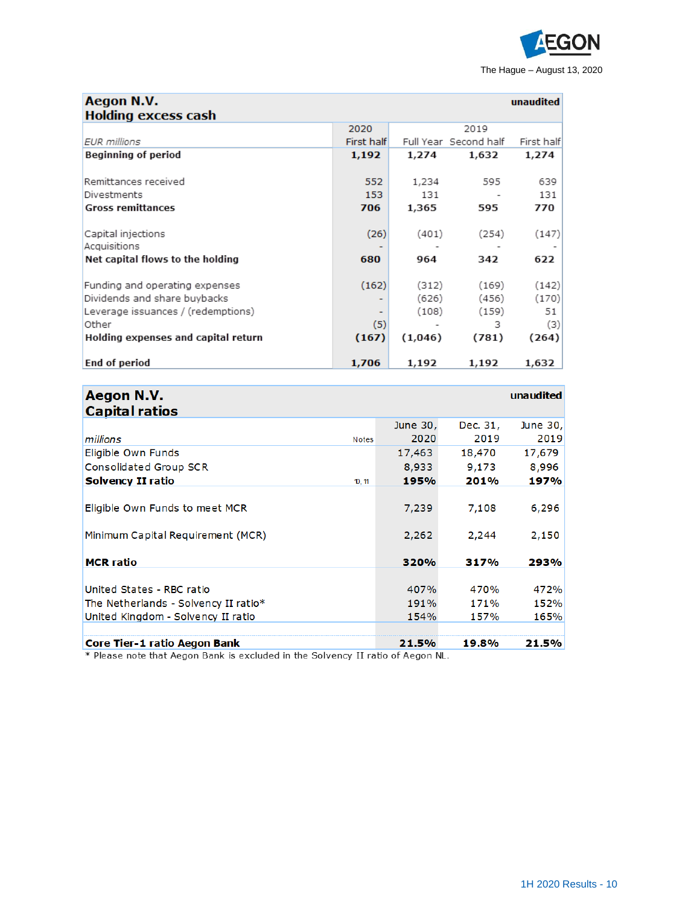The Hague – August 13, 2020

## Aegon N.V.
## Holding excess cash

unaudited

| EUR millions | 2020 First half | 2019 Full Year | 2019 Second half | 2019 First half |
|---|---|---|---|---|
| **Beginning of period** | **1,192** | **1,274** | **1,632** | **1,274** |
| | | | | |
| Remittances received | 552 | 1,234 | 595 | 639 |
| Divestments | 153 | 131 | - | 131 |
| **Gross remittances** | **706** | **1,365** | **595** | **770** |
| | | | | |
| Capital injections | (26) | (401) | (254) | (147) |
| Acquisitions | - | - | - | - |
| **Net capital flows to the holding** | **680** | **964** | **342** | **622** |
| | | | | |
| Funding and operating expenses | (162) | (312) | (169) | (142) |
| Dividends and share buybacks | - | (626) | (456) | (170) |
| Leverage issuances / (redemptions) | - | (108) | (159) | 51 |
| Other | (5) | - | 3 | (3) |
| **Holding expenses and capital return** | **(167)** | **(1,046)** | **(781)** | **(264)** |
| | | | | |
| **End of period** | **1,706** | **1,192** | **1,192** | **1,632** |

## Aegon N.V.
## Capital ratios

unaudited

| *millions* | Notes | June 30, 2020 | Dec. 31, 2019 | June 30, 2019 |
|---|---|---|---|---|
| Eligible Own Funds | | 17,463 | 18,470 | 17,679 |
| Consolidated Group SCR | | 8,933 | 9,173 | 8,996 |
| **Solvency II ratio** | 10, 11 | **195%** | **201%** | **197%** |
| | | | | |
| Eligible Own Funds to meet MCR | | 7,239 | 7,108 | 6,296 |
| | | | | |
| Minimum Capital Requirement (MCR) | | 2,262 | 2,244 | 2,150 |
| | | | | |
| **MCR ratio** | | **320%** | **317%** | **293%** |
| | | | | |
| United States - RBC ratio | | 407% | 470% | 472% |
| The Netherlands - Solvency II ratio* | | 191% | 171% | 152% |
| United Kingdom - Solvency II ratio | | 154% | 157% | 165% |
| | | | | |
| **Core Tier-1 ratio Aegon Bank** | | **21.5%** | **19.8%** | **21.5%** |

\* Please note that Aegon Bank is excluded in the Solvency II ratio of Aegon NL.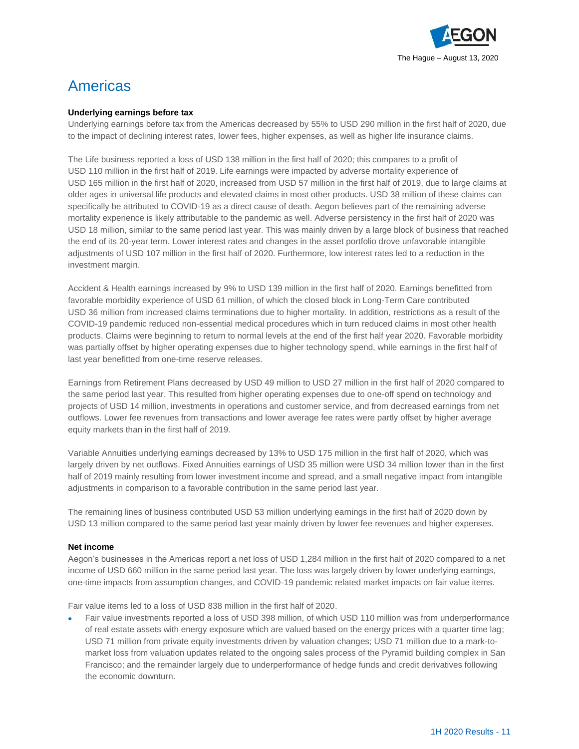# Americas

**Underlying earnings before tax**

Underlying earnings before tax from the Americas decreased by 55% to USD 290 million in the first half of 2020, due to the impact of declining interest rates, lower fees, higher expenses, as well as higher life insurance claims.

The Life business reported a loss of USD 138 million in the first half of 2020; this compares to a profit of USD 110 million in the first half of 2019. Life earnings were impacted by adverse mortality experience of USD 165 million in the first half of 2020, increased from USD 57 million in the first half of 2019, due to large claims at older ages in universal life products and elevated claims in most other products. USD 38 million of these claims can specifically be attributed to COVID-19 as a direct cause of death. Aegon believes part of the remaining adverse mortality experience is likely attributable to the pandemic as well. Adverse persistency in the first half of 2020 was USD 18 million, similar to the same period last year. This was mainly driven by a large block of business that reached the end of its 20-year term. Lower interest rates and changes in the asset portfolio drove unfavorable intangible adjustments of USD 107 million in the first half of 2020. Furthermore, low interest rates led to a reduction in the investment margin.

Accident & Health earnings increased by 9% to USD 139 million in the first half of 2020. Earnings benefitted from favorable morbidity experience of USD 61 million, of which the closed block in Long-Term Care contributed USD 36 million from increased claims terminations due to higher mortality. In addition, restrictions as a result of the COVID-19 pandemic reduced non-essential medical procedures which in turn reduced claims in most other health products. Claims were beginning to return to normal levels at the end of the first half year 2020. Favorable morbidity was partially offset by higher operating expenses due to higher technology spend, while earnings in the first half of last year benefitted from one-time reserve releases.

Earnings from Retirement Plans decreased by USD 49 million to USD 27 million in the first half of 2020 compared to the same period last year. This resulted from higher operating expenses due to one-off spend on technology and projects of USD 14 million, investments in operations and customer service, and from decreased earnings from net outflows. Lower fee revenues from transactions and lower average fee rates were partly offset by higher average equity markets than in the first half of 2019.

Variable Annuities underlying earnings decreased by 13% to USD 175 million in the first half of 2020, which was largely driven by net outflows. Fixed Annuities earnings of USD 35 million were USD 34 million lower than in the first half of 2019 mainly resulting from lower investment income and spread, and a small negative impact from intangible adjustments in comparison to a favorable contribution in the same period last year.

The remaining lines of business contributed USD 53 million underlying earnings in the first half of 2020 down by USD 13 million compared to the same period last year mainly driven by lower fee revenues and higher expenses.

**Net income**

Aegon's businesses in the Americas report a net loss of USD 1,284 million in the first half of 2020 compared to a net income of USD 660 million in the same period last year. The loss was largely driven by lower underlying earnings, one-time impacts from assumption changes, and COVID-19 pandemic related market impacts on fair value items.

Fair value items led to a loss of USD 838 million in the first half of 2020.

- Fair value investments reported a loss of USD 398 million, of which USD 110 million was from underperformance of real estate assets with energy exposure which are valued based on the energy prices with a quarter time lag; USD 71 million from private equity investments driven by valuation changes; USD 71 million due to a mark-to-market loss from valuation updates related to the ongoing sales process of the Pyramid building complex in San Francisco; and the remainder largely due to underperformance of hedge funds and credit derivatives following the economic downturn.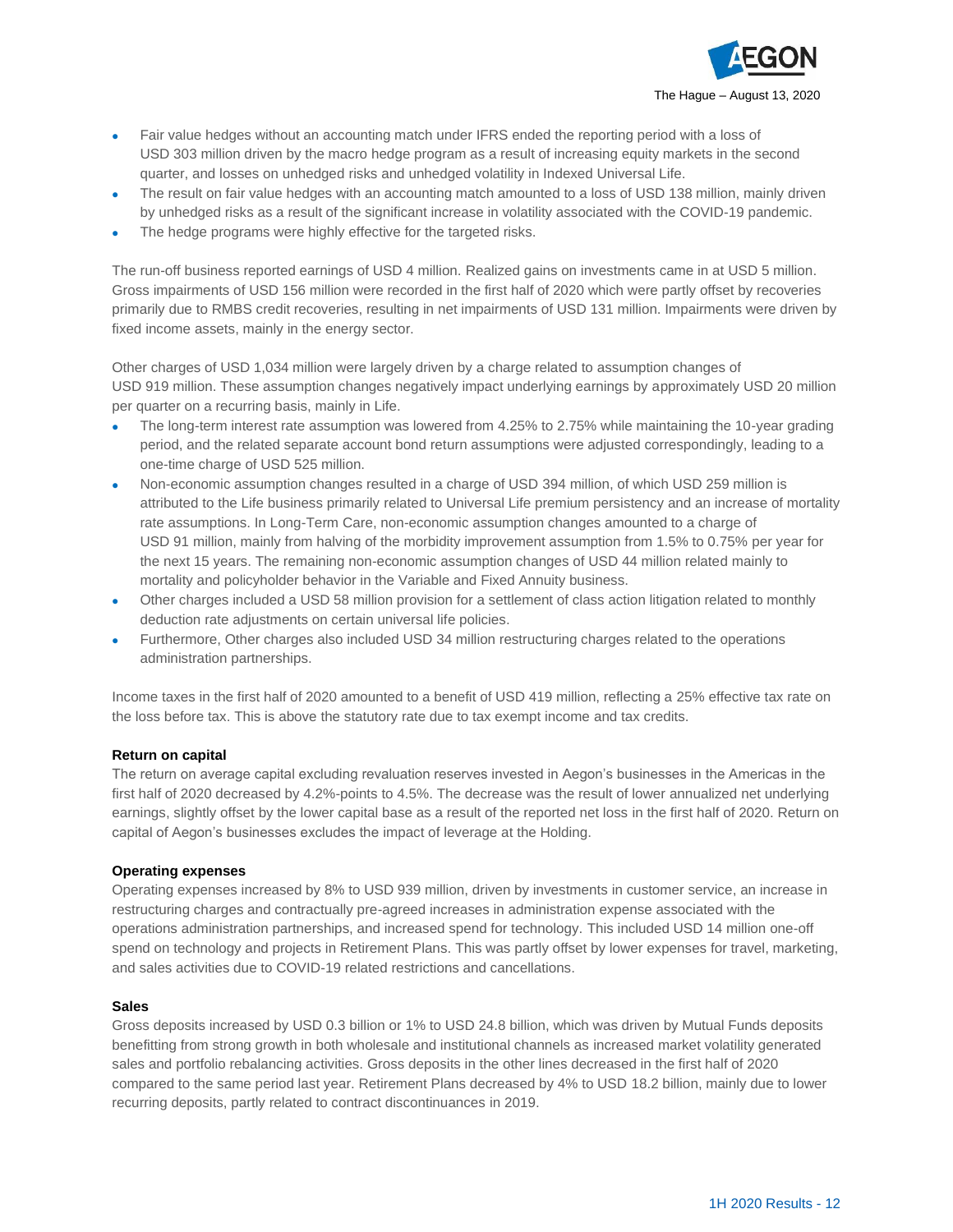- Fair value hedges without an accounting match under IFRS ended the reporting period with a loss of USD 303 million driven by the macro hedge program as a result of increasing equity markets in the second quarter, and losses on unhedged risks and unhedged volatility in Indexed Universal Life.
- The result on fair value hedges with an accounting match amounted to a loss of USD 138 million, mainly driven by unhedged risks as a result of the significant increase in volatility associated with the COVID-19 pandemic.
- The hedge programs were highly effective for the targeted risks.

The run-off business reported earnings of USD 4 million. Realized gains on investments came in at USD 5 million. Gross impairments of USD 156 million were recorded in the first half of 2020 which were partly offset by recoveries primarily due to RMBS credit recoveries, resulting in net impairments of USD 131 million. Impairments were driven by fixed income assets, mainly in the energy sector.

Other charges of USD 1,034 million were largely driven by a charge related to assumption changes of USD 919 million. These assumption changes negatively impact underlying earnings by approximately USD 20 million per quarter on a recurring basis, mainly in Life.

- The long-term interest rate assumption was lowered from 4.25% to 2.75% while maintaining the 10-year grading period, and the related separate account bond return assumptions were adjusted correspondingly, leading to a one-time charge of USD 525 million.
- Non-economic assumption changes resulted in a charge of USD 394 million, of which USD 259 million is attributed to the Life business primarily related to Universal Life premium persistency and an increase of mortality rate assumptions. In Long-Term Care, non-economic assumption changes amounted to a charge of USD 91 million, mainly from halving of the morbidity improvement assumption from 1.5% to 0.75% per year for the next 15 years. The remaining non-economic assumption changes of USD 44 million related mainly to mortality and policyholder behavior in the Variable and Fixed Annuity business.
- Other charges included a USD 58 million provision for a settlement of class action litigation related to monthly deduction rate adjustments on certain universal life policies.
- Furthermore, Other charges also included USD 34 million restructuring charges related to the operations administration partnerships.

Income taxes in the first half of 2020 amounted to a benefit of USD 419 million, reflecting a 25% effective tax rate on the loss before tax. This is above the statutory rate due to tax exempt income and tax credits.

**Return on capital**

The return on average capital excluding revaluation reserves invested in Aegon's businesses in the Americas in the first half of 2020 decreased by 4.2%-points to 4.5%. The decrease was the result of lower annualized net underlying earnings, slightly offset by the lower capital base as a result of the reported net loss in the first half of 2020. Return on capital of Aegon's businesses excludes the impact of leverage at the Holding.

**Operating expenses**

Operating expenses increased by 8% to USD 939 million, driven by investments in customer service, an increase in restructuring charges and contractually pre-agreed increases in administration expense associated with the operations administration partnerships, and increased spend for technology. This included USD 14 million one-off spend on technology and projects in Retirement Plans. This was partly offset by lower expenses for travel, marketing, and sales activities due to COVID-19 related restrictions and cancellations.

**Sales**

Gross deposits increased by USD 0.3 billion or 1% to USD 24.8 billion, which was driven by Mutual Funds deposits benefitting from strong growth in both wholesale and institutional channels as increased market volatility generated sales and portfolio rebalancing activities. Gross deposits in the other lines decreased in the first half of 2020 compared to the same period last year. Retirement Plans decreased by 4% to USD 18.2 billion, mainly due to lower recurring deposits, partly related to contract discontinuances in 2019.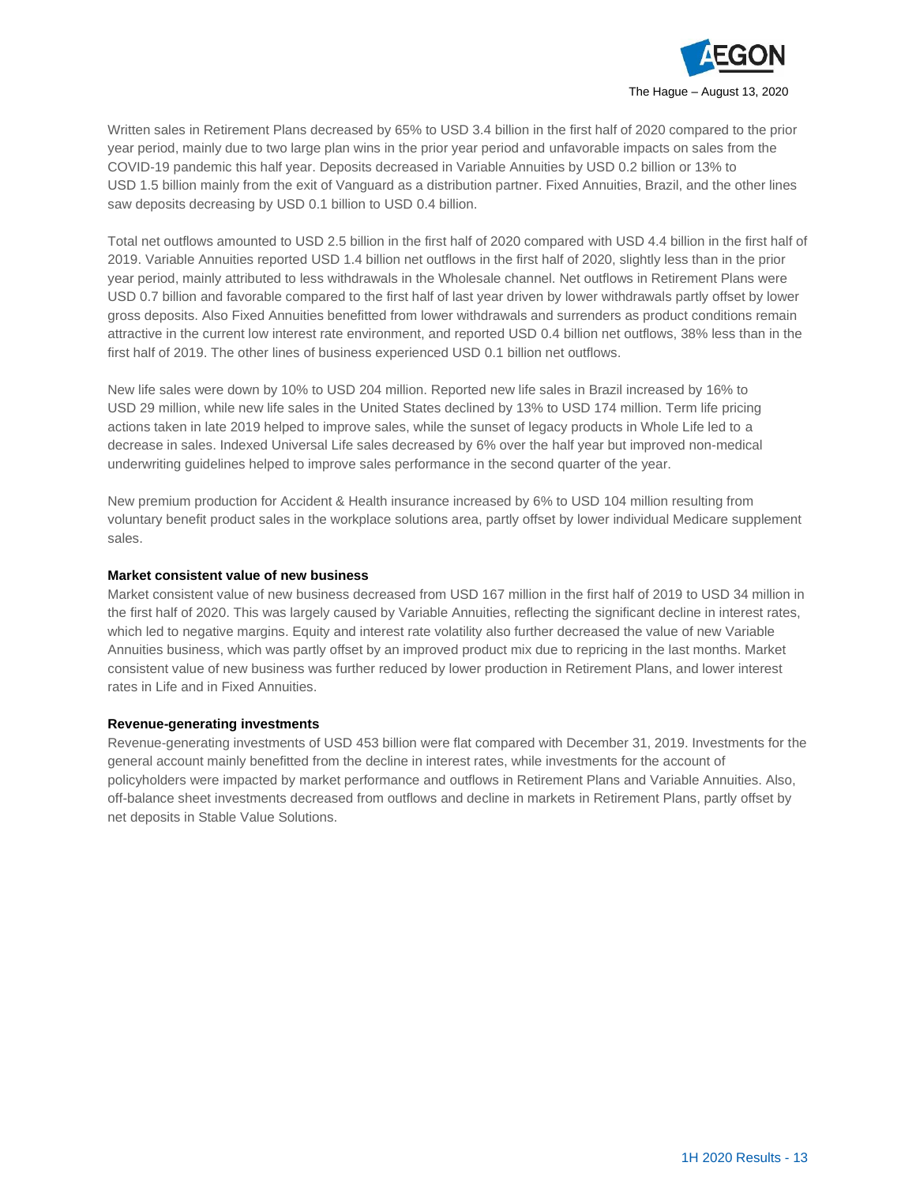Written sales in Retirement Plans decreased by 65% to USD 3.4 billion in the first half of 2020 compared to the prior year period, mainly due to two large plan wins in the prior year period and unfavorable impacts on sales from the COVID-19 pandemic this half year. Deposits decreased in Variable Annuities by USD 0.2 billion or 13% to USD 1.5 billion mainly from the exit of Vanguard as a distribution partner. Fixed Annuities, Brazil, and the other lines saw deposits decreasing by USD 0.1 billion to USD 0.4 billion.

Total net outflows amounted to USD 2.5 billion in the first half of 2020 compared with USD 4.4 billion in the first half of 2019. Variable Annuities reported USD 1.4 billion net outflows in the first half of 2020, slightly less than in the prior year period, mainly attributed to less withdrawals in the Wholesale channel. Net outflows in Retirement Plans were USD 0.7 billion and favorable compared to the first half of last year driven by lower withdrawals partly offset by lower gross deposits. Also Fixed Annuities benefitted from lower withdrawals and surrenders as product conditions remain attractive in the current low interest rate environment, and reported USD 0.4 billion net outflows, 38% less than in the first half of 2019. The other lines of business experienced USD 0.1 billion net outflows.

New life sales were down by 10% to USD 204 million. Reported new life sales in Brazil increased by 16% to USD 29 million, while new life sales in the United States declined by 13% to USD 174 million. Term life pricing actions taken in late 2019 helped to improve sales, while the sunset of legacy products in Whole Life led to a decrease in sales. Indexed Universal Life sales decreased by 6% over the half year but improved non-medical underwriting guidelines helped to improve sales performance in the second quarter of the year.

New premium production for Accident & Health insurance increased by 6% to USD 104 million resulting from voluntary benefit product sales in the workplace solutions area, partly offset by lower individual Medicare supplement sales.

**Market consistent value of new business**

Market consistent value of new business decreased from USD 167 million in the first half of 2019 to USD 34 million in the first half of 2020. This was largely caused by Variable Annuities, reflecting the significant decline in interest rates, which led to negative margins. Equity and interest rate volatility also further decreased the value of new Variable Annuities business, which was partly offset by an improved product mix due to repricing in the last months. Market consistent value of new business was further reduced by lower production in Retirement Plans, and lower interest rates in Life and in Fixed Annuities.

**Revenue-generating investments**

Revenue-generating investments of USD 453 billion were flat compared with December 31, 2019. Investments for the general account mainly benefitted from the decline in interest rates, while investments for the account of policyholders were impacted by market performance and outflows in Retirement Plans and Variable Annuities. Also, off-balance sheet investments decreased from outflows and decline in markets in Retirement Plans, partly offset by net deposits in Stable Value Solutions.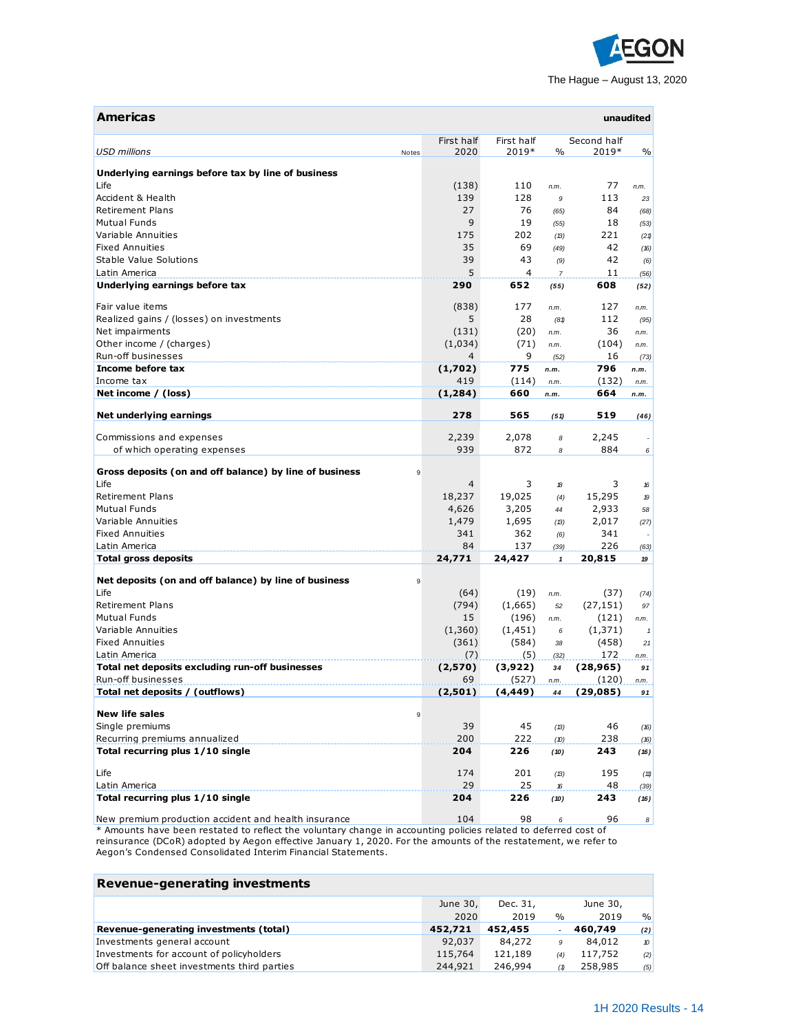The Hague – August 13, 2020

## Americas

unaudited

| USD millions | Notes | First half 2020 | First half 2019* | % | Second half 2019* | % |
|---|---|---|---|---|---|---|
| **Underlying earnings before tax by line of business** | | | | | | |
| Life | | (138) | 110 | n.m. | 77 | n.m. |
| Accident & Health | | 139 | 128 | 9 | 113 | 23 |
| Retirement Plans | | 27 | 76 | (65) | 84 | (68) |
| Mutual Funds | | 9 | 19 | (55) | 18 | (53) |
| Variable Annuities | | 175 | 202 | (13) | 221 | (21) |
| Fixed Annuities | | 35 | 69 | (49) | 42 | (16) |
| Stable Value Solutions | | 39 | 43 | (9) | 42 | (6) |
| Latin America | | 5 | 4 | 7 | 11 | (56) |
| **Underlying earnings before tax** | | **290** | **652** | **(55)** | **608** | **(52)** |
| | | | | | | |
| Fair value items | | (838) | 177 | n.m. | 127 | n.m. |
| Realized gains / (losses) on investments | | 5 | 28 | (81) | 112 | (95) |
| Net impairments | | (131) | (20) | n.m. | 36 | n.m. |
| Other income / (charges) | | (1,034) | (71) | n.m. | (104) | n.m. |
| Run-off businesses | | 4 | 9 | (52) | 16 | (73) |
| **Income before tax** | | **(1,702)** | **775** | **n.m.** | **796** | **n.m.** |
| Income tax | | 419 | (114) | n.m. | (132) | n.m. |
| **Net income / (loss)** | | **(1,284)** | **660** | **n.m.** | **664** | **n.m.** |
| | | | | | | |
| **Net underlying earnings** | | **278** | **565** | **(51)** | **519** | **(46)** |
| | | | | | | |
| Commissions and expenses | | 2,239 | 2,078 | 8 | 2,245 | - |
| of which operating expenses | | 939 | 872 | 8 | 884 | 6 |
| | | | | | | |
| **Gross deposits (on and off balance) by line of business** | 9 | | | | | |
| Life | | 4 | 3 | 18 | 3 | 16 |
| Retirement Plans | | 18,237 | 19,025 | (4) | 15,295 | 19 |
| Mutual Funds | | 4,626 | 3,205 | 44 | 2,933 | 58 |
| Variable Annuities | | 1,479 | 1,695 | (13) | 2,017 | (27) |
| Fixed Annuities | | 341 | 362 | (6) | 341 | - |
| Latin America | | 84 | 137 | (39) | 226 | (63) |
| **Total gross deposits** | | **24,771** | **24,427** | **1** | **20,815** | **19** |
| | | | | | | |
| **Net deposits (on and off balance) by line of business** | 9 | | | | | |
| Life | | (64) | (19) | n.m. | (37) | (74) |
| Retirement Plans | | (794) | (1,665) | 52 | (27,151) | 97 |
| Mutual Funds | | 15 | (196) | n.m. | (121) | n.m. |
| Variable Annuities | | (1,360) | (1,451) | 6 | (1,371) | 1 |
| Fixed Annuities | | (361) | (584) | 38 | (458) | 21 |
| Latin America | | (7) | (5) | (32) | 172 | n.m. |
| **Total net deposits excluding run-off businesses** | | **(2,570)** | **(3,922)** | **34** | **(28,965)** | **91** |
| Run-off businesses | | 69 | (527) | n.m. | (120) | n.m. |
| **Total net deposits / (outflows)** | | **(2,501)** | **(4,449)** | **44** | **(29,085)** | **91** |
| | | | | | | |
| **New life sales** | 9 | | | | | |
| Single premiums | | 39 | 45 | (13) | 46 | (16) |
| Recurring premiums annualized | | 200 | 222 | (10) | 238 | (16) |
| **Total recurring plus 1/10 single** | | **204** | **226** | **(10)** | **243** | **(16)** |
| | | | | | | |
| Life | | 174 | 201 | (13) | 195 | (11) |
| Latin America | | 29 | 25 | 16 | 48 | (39) |
| **Total recurring plus 1/10 single** | | **204** | **226** | **(10)** | **243** | **(16)** |
| | | | | | | |
| New premium production accident and health insurance | | 104 | 98 | 6 | 96 | 8 |

\* Amounts have been restated to reflect the voluntary change in accounting policies related to deferred cost of reinsurance (DCoR) adopted by Aegon effective January 1, 2020. For the amounts of the restatement, we refer to Aegon's Condensed Consolidated Interim Financial Statements.

## Revenue-generating investments

| | June 30, 2020 | Dec. 31, 2019 | % | June 30, 2019 | % |
|---|---|---|---|---|---|
| **Revenue-generating investments (total)** | **452,721** | **452,455** | **-** | **460,749** | **(2)** |
| Investments general account | 92,037 | 84,272 | 9 | 84,012 | 10 |
| Investments for account of policyholders | 115,764 | 121,189 | (4) | 117,752 | (2) |
| Off balance sheet investments third parties | 244,921 | 246,994 | (1) | 258,985 | (5) |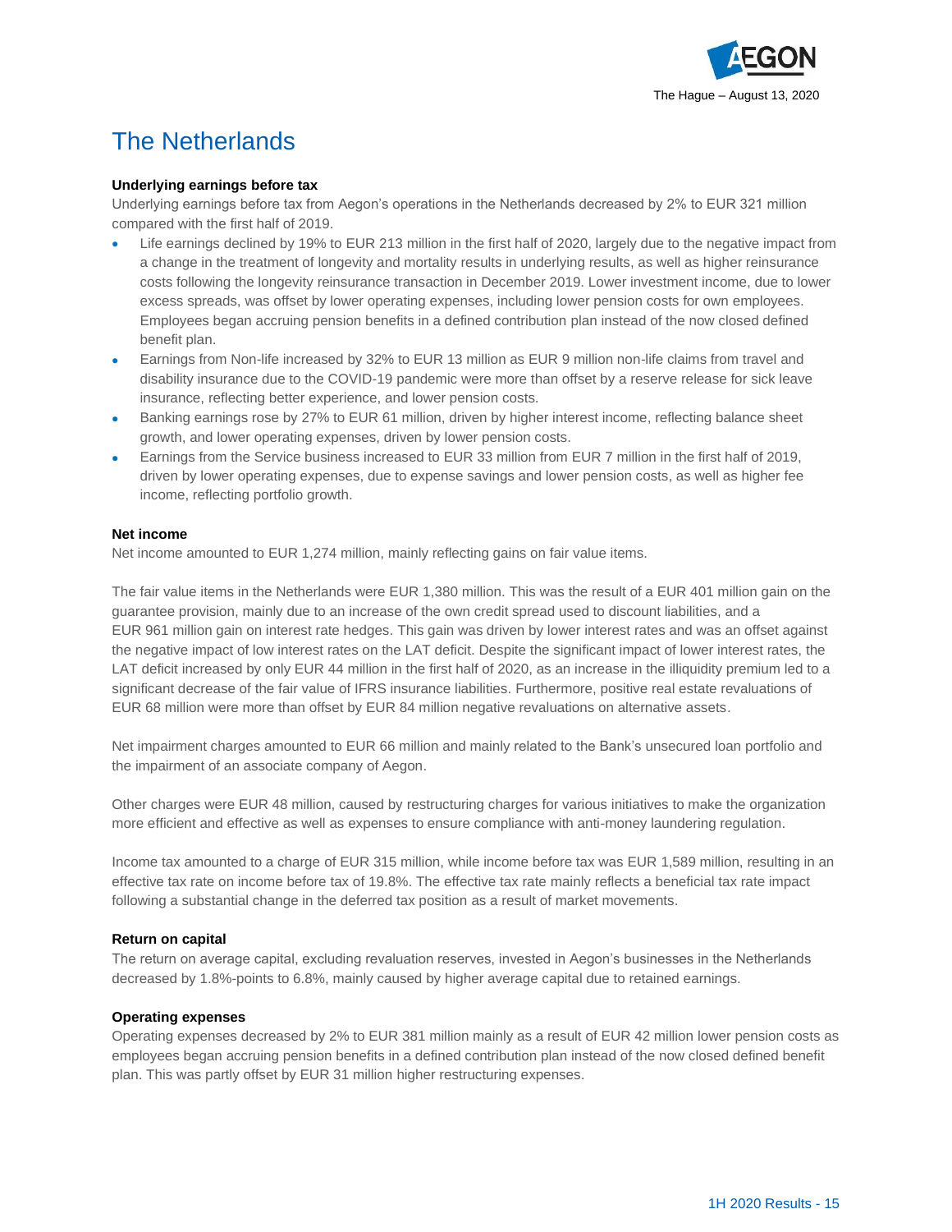# The Netherlands

**Underlying earnings before tax**

Underlying earnings before tax from Aegon's operations in the Netherlands decreased by 2% to EUR 321 million compared with the first half of 2019.

- Life earnings declined by 19% to EUR 213 million in the first half of 2020, largely due to the negative impact from a change in the treatment of longevity and mortality results in underlying results, as well as higher reinsurance costs following the longevity reinsurance transaction in December 2019. Lower investment income, due to lower excess spreads, was offset by lower operating expenses, including lower pension costs for own employees. Employees began accruing pension benefits in a defined contribution plan instead of the now closed defined benefit plan.
- Earnings from Non-life increased by 32% to EUR 13 million as EUR 9 million non-life claims from travel and disability insurance due to the COVID-19 pandemic were more than offset by a reserve release for sick leave insurance, reflecting better experience, and lower pension costs.
- Banking earnings rose by 27% to EUR 61 million, driven by higher interest income, reflecting balance sheet growth, and lower operating expenses, driven by lower pension costs.
- Earnings from the Service business increased to EUR 33 million from EUR 7 million in the first half of 2019, driven by lower operating expenses, due to expense savings and lower pension costs, as well as higher fee income, reflecting portfolio growth.

**Net income**

Net income amounted to EUR 1,274 million, mainly reflecting gains on fair value items.

The fair value items in the Netherlands were EUR 1,380 million. This was the result of a EUR 401 million gain on the guarantee provision, mainly due to an increase of the own credit spread used to discount liabilities, and a EUR 961 million gain on interest rate hedges. This gain was driven by lower interest rates and was an offset against the negative impact of low interest rates on the LAT deficit. Despite the significant impact of lower interest rates, the LAT deficit increased by only EUR 44 million in the first half of 2020, as an increase in the illiquidity premium led to a significant decrease of the fair value of IFRS insurance liabilities. Furthermore, positive real estate revaluations of EUR 68 million were more than offset by EUR 84 million negative revaluations on alternative assets.

Net impairment charges amounted to EUR 66 million and mainly related to the Bank's unsecured loan portfolio and the impairment of an associate company of Aegon.

Other charges were EUR 48 million, caused by restructuring charges for various initiatives to make the organization more efficient and effective as well as expenses to ensure compliance with anti-money laundering regulation.

Income tax amounted to a charge of EUR 315 million, while income before tax was EUR 1,589 million, resulting in an effective tax rate on income before tax of 19.8%. The effective tax rate mainly reflects a beneficial tax rate impact following a substantial change in the deferred tax position as a result of market movements.

**Return on capital**

The return on average capital, excluding revaluation reserves, invested in Aegon's businesses in the Netherlands decreased by 1.8%-points to 6.8%, mainly caused by higher average capital due to retained earnings.

**Operating expenses**

Operating expenses decreased by 2% to EUR 381 million mainly as a result of EUR 42 million lower pension costs as employees began accruing pension benefits in a defined contribution plan instead of the now closed defined benefit plan. This was partly offset by EUR 31 million higher restructuring expenses.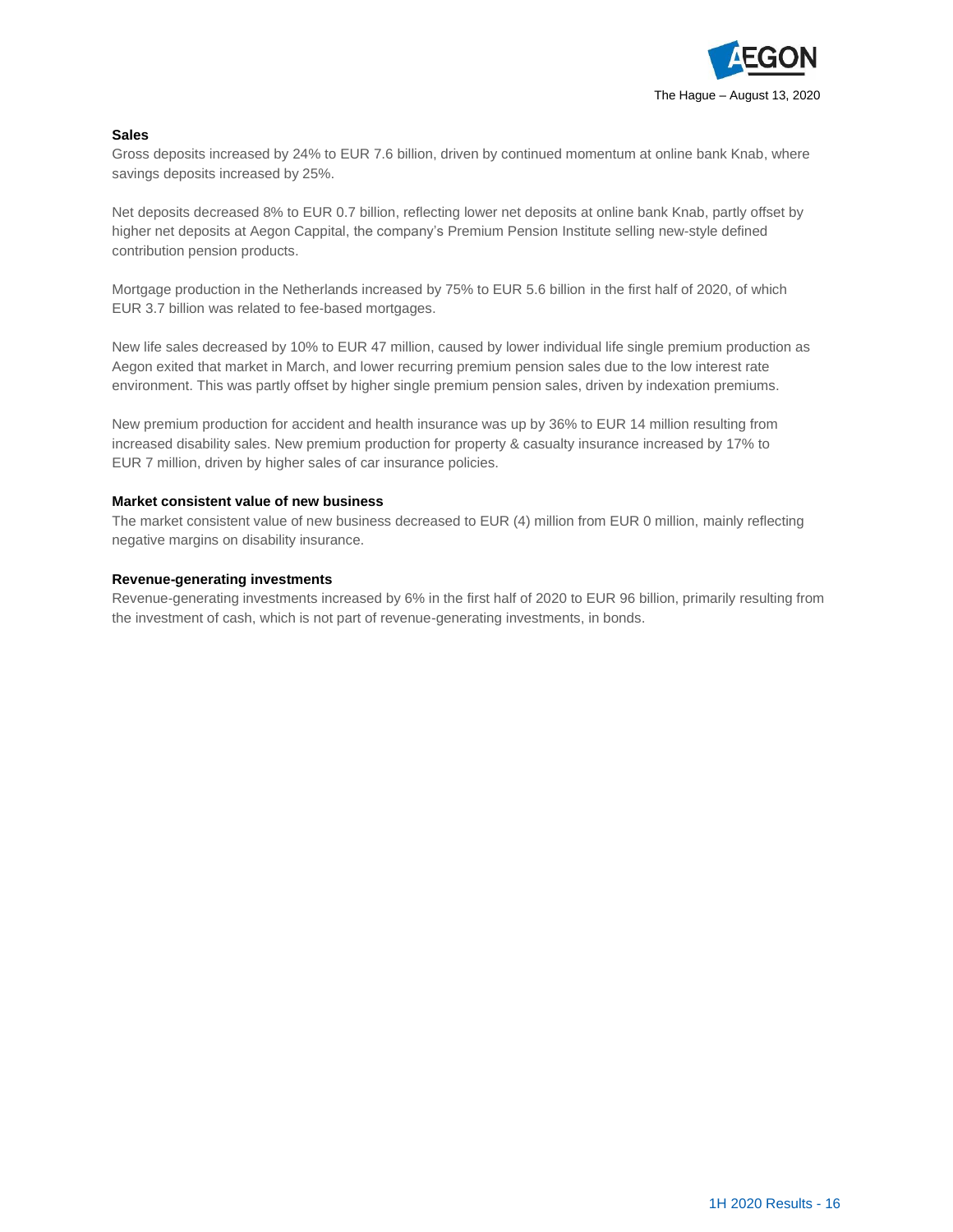### Sales

Gross deposits increased by 24% to EUR 7.6 billion, driven by continued momentum at online bank Knab, where savings deposits increased by 25%.

Net deposits decreased 8% to EUR 0.7 billion, reflecting lower net deposits at online bank Knab, partly offset by higher net deposits at Aegon Cappital, the company's Premium Pension Institute selling new-style defined contribution pension products.

Mortgage production in the Netherlands increased by 75% to EUR 5.6 billion in the first half of 2020, of which EUR 3.7 billion was related to fee-based mortgages.

New life sales decreased by 10% to EUR 47 million, caused by lower individual life single premium production as Aegon exited that market in March, and lower recurring premium pension sales due to the low interest rate environment. This was partly offset by higher single premium pension sales, driven by indexation premiums.

New premium production for accident and health insurance was up by 36% to EUR 14 million resulting from increased disability sales. New premium production for property & casualty insurance increased by 17% to EUR 7 million, driven by higher sales of car insurance policies.

### Market consistent value of new business

The market consistent value of new business decreased to EUR (4) million from EUR 0 million, mainly reflecting negative margins on disability insurance.

### Revenue-generating investments

Revenue-generating investments increased by 6% in the first half of 2020 to EUR 96 billion, primarily resulting from the investment of cash, which is not part of revenue-generating investments, in bonds.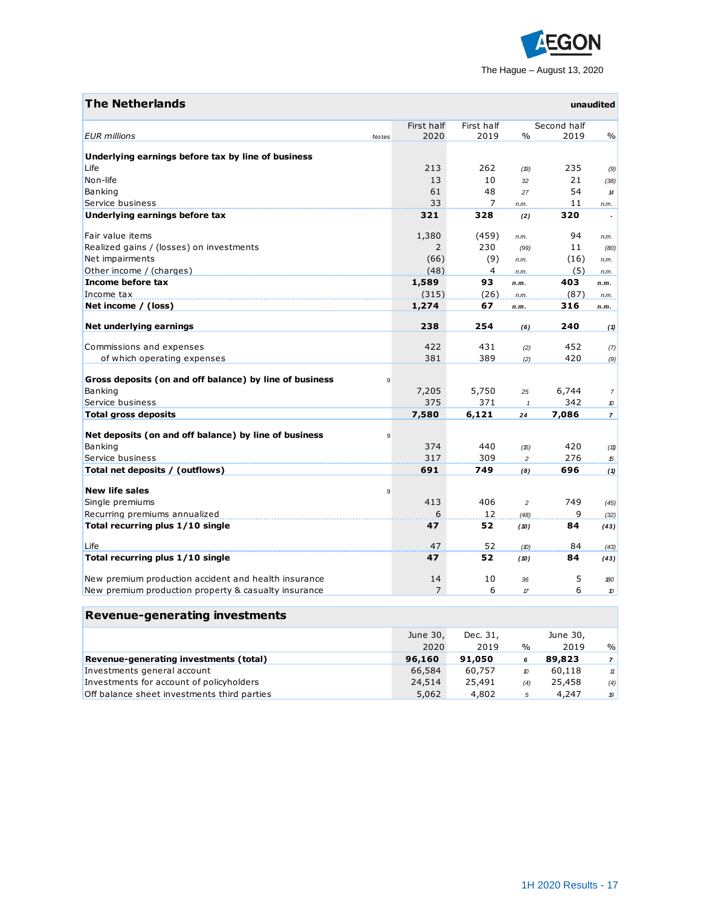The Hague – August 13, 2020

## The Netherlands

unaudited

| EUR millions | Notes | First half 2020 | First half 2019 | % | Second half 2019 | % |
|---|---|---|---|---|---|---|
| **Underlying earnings before tax by line of business** | | | | | | |
| Life | | 213 | 262 | (19) | 235 | (9) |
| Non-life | | 13 | 10 | 32 | 21 | (38) |
| Banking | | 61 | 48 | 27 | 54 | 14 |
| Service business | | 33 | 7 | n.m. | 11 | n.m. |
| **Underlying earnings before tax** | | **321** | **328** | **(2)** | **320** | **-** |
| | | | | | | |
| Fair value items | | 1,380 | (459) | n.m. | 94 | n.m. |
| Realized gains / (losses) on investments | | 2 | 230 | (99) | 11 | (80) |
| Net impairments | | (66) | (9) | n.m. | (16) | n.m. |
| Other income / (charges) | | (48) | 4 | n.m. | (5) | n.m. |
| **Income before tax** | | **1,589** | **93** | **n.m.** | **403** | **n.m.** |
| Income tax | | (315) | (26) | n.m. | (87) | n.m. |
| **Net income / (loss)** | | **1,274** | **67** | **n.m.** | **316** | **n.m.** |
| | | | | | | |
| **Net underlying earnings** | | **238** | **254** | **(6)** | **240** | **(1)** |
| | | | | | | |
| Commissions and expenses | | 422 | 431 | (2) | 452 | (7) |
| of which operating expenses | | 381 | 389 | (2) | 420 | (9) |
| | | | | | | |
| **Gross deposits (on and off balance) by line of business** | 9 | | | | | |
| Banking | | 7,205 | 5,750 | 25 | 6,744 | 7 |
| Service business | | 375 | 371 | 1 | 342 | 10 |
| **Total gross deposits** | | **7,580** | **6,121** | **24** | **7,086** | **7** |
| | | | | | | |
| **Net deposits (on and off balance) by line of business** | 9 | | | | | |
| Banking | | 374 | 440 | (15) | 420 | (11) |
| Service business | | 317 | 309 | 2 | 276 | 15 |
| **Total net deposits / (outflows)** | | **691** | **749** | **(8)** | **696** | **(1)** |
| | | | | | | |
| **New life sales** | 9 | | | | | |
| Single premiums | | 413 | 406 | 2 | 749 | (45) |
| Recurring premiums annualized | | 6 | 12 | (48) | 9 | (32) |
| **Total recurring plus 1/10 single** | | **47** | **52** | **(10)** | **84** | **(43)** |
| | | | | | | |
| Life | | 47 | 52 | (10) | 84 | (43) |
| **Total recurring plus 1/10 single** | | **47** | **52** | **(10)** | **84** | **(43)** |
| | | | | | | |
| New premium production accident and health insurance | | 14 | 10 | 36 | 5 | 180 |
| New premium production property & casualty insurance | | 7 | 6 | 17 | 6 | 10 |

## Revenue-generating investments

| | June 30, 2020 | Dec. 31, 2019 | % | June 30, 2019 | % |
|---|---|---|---|---|---|
| **Revenue-generating investments (total)** | **96,160** | **91,050** | **6** | **89,823** | **7** |
| Investments general account | 66,584 | 60,757 | 10 | 60,118 | 11 |
| Investments for account of policyholders | 24,514 | 25,491 | (4) | 25,458 | (4) |
| Off balance sheet investments third parties | 5,062 | 4,802 | 5 | 4,247 | 19 |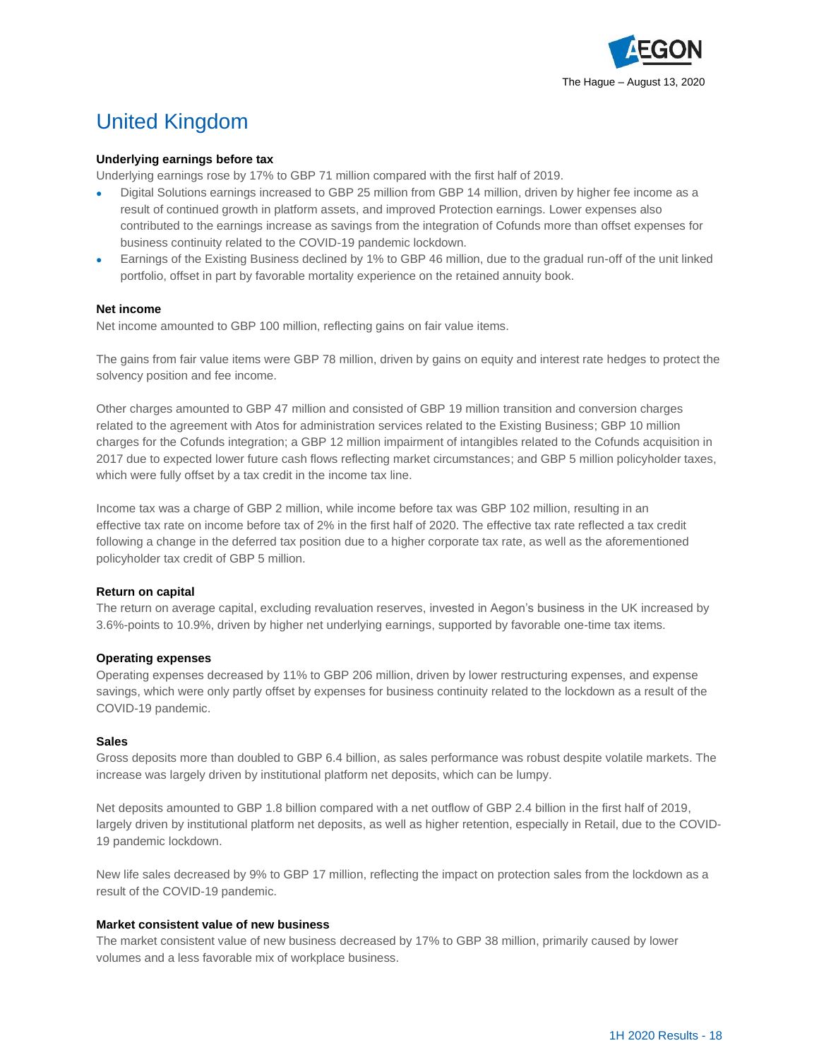# United Kingdom

**Underlying earnings before tax**

Underlying earnings rose by 17% to GBP 71 million compared with the first half of 2019.

- Digital Solutions earnings increased to GBP 25 million from GBP 14 million, driven by higher fee income as a result of continued growth in platform assets, and improved Protection earnings. Lower expenses also contributed to the earnings increase as savings from the integration of Cofunds more than offset expenses for business continuity related to the COVID-19 pandemic lockdown.
- Earnings of the Existing Business declined by 1% to GBP 46 million, due to the gradual run-off of the unit linked portfolio, offset in part by favorable mortality experience on the retained annuity book.

**Net income**

Net income amounted to GBP 100 million, reflecting gains on fair value items.

The gains from fair value items were GBP 78 million, driven by gains on equity and interest rate hedges to protect the solvency position and fee income.

Other charges amounted to GBP 47 million and consisted of GBP 19 million transition and conversion charges related to the agreement with Atos for administration services related to the Existing Business; GBP 10 million charges for the Cofunds integration; a GBP 12 million impairment of intangibles related to the Cofunds acquisition in 2017 due to expected lower future cash flows reflecting market circumstances; and GBP 5 million policyholder taxes, which were fully offset by a tax credit in the income tax line.

Income tax was a charge of GBP 2 million, while income before tax was GBP 102 million, resulting in an effective tax rate on income before tax of 2% in the first half of 2020. The effective tax rate reflected a tax credit following a change in the deferred tax position due to a higher corporate tax rate, as well as the aforementioned policyholder tax credit of GBP 5 million.

**Return on capital**

The return on average capital, excluding revaluation reserves, invested in Aegon's business in the UK increased by 3.6%-points to 10.9%, driven by higher net underlying earnings, supported by favorable one-time tax items.

**Operating expenses**

Operating expenses decreased by 11% to GBP 206 million, driven by lower restructuring expenses, and expense savings, which were only partly offset by expenses for business continuity related to the lockdown as a result of the COVID-19 pandemic.

**Sales**

Gross deposits more than doubled to GBP 6.4 billion, as sales performance was robust despite volatile markets. The increase was largely driven by institutional platform net deposits, which can be lumpy.

Net deposits amounted to GBP 1.8 billion compared with a net outflow of GBP 2.4 billion in the first half of 2019, largely driven by institutional platform net deposits, as well as higher retention, especially in Retail, due to the COVID-19 pandemic lockdown.

New life sales decreased by 9% to GBP 17 million, reflecting the impact on protection sales from the lockdown as a result of the COVID-19 pandemic.

**Market consistent value of new business**

The market consistent value of new business decreased by 17% to GBP 38 million, primarily caused by lower volumes and a less favorable mix of workplace business.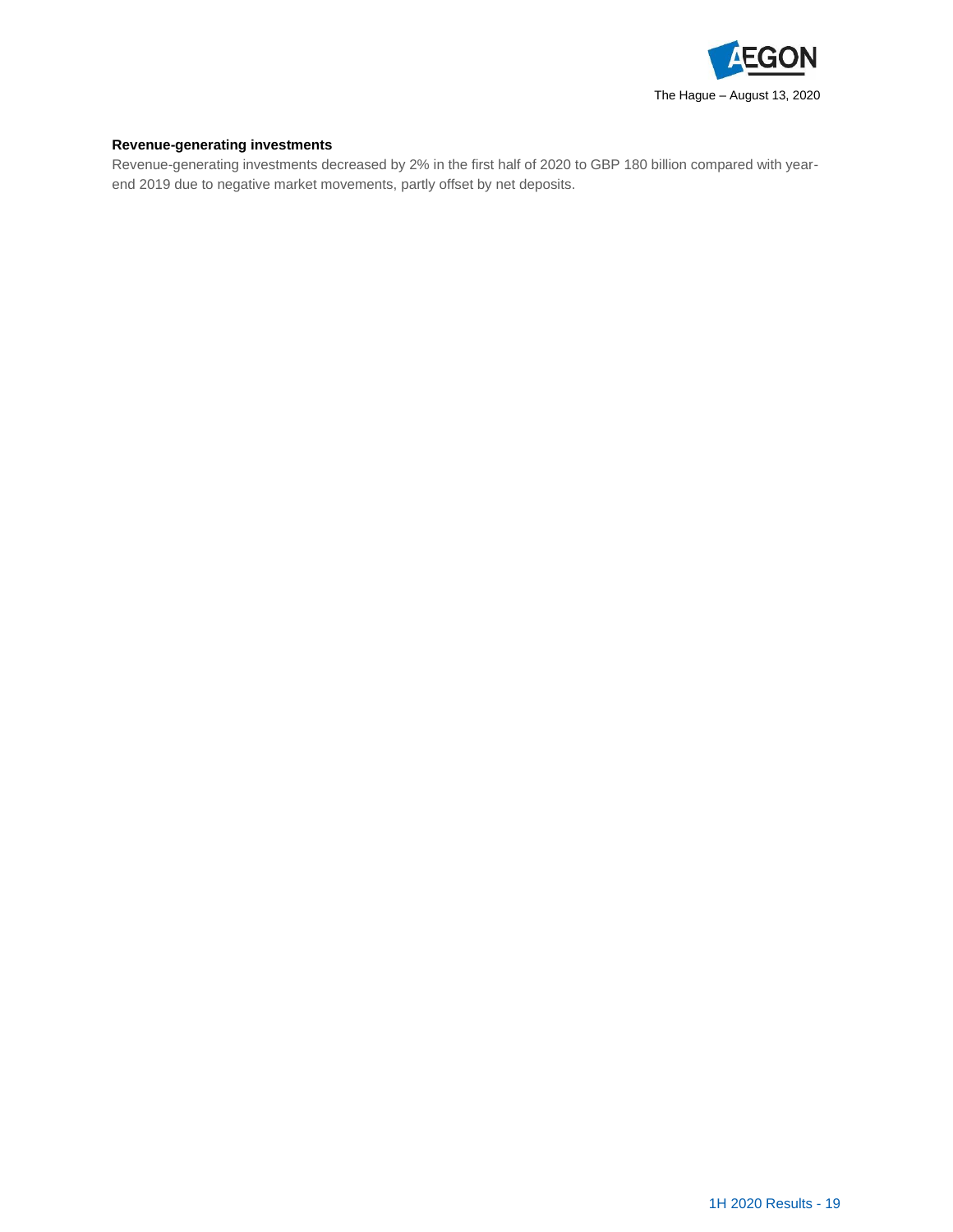**Revenue-generating investments**

Revenue-generating investments decreased by 2% in the first half of 2020 to GBP 180 billion compared with year-end 2019 due to negative market movements, partly offset by net deposits.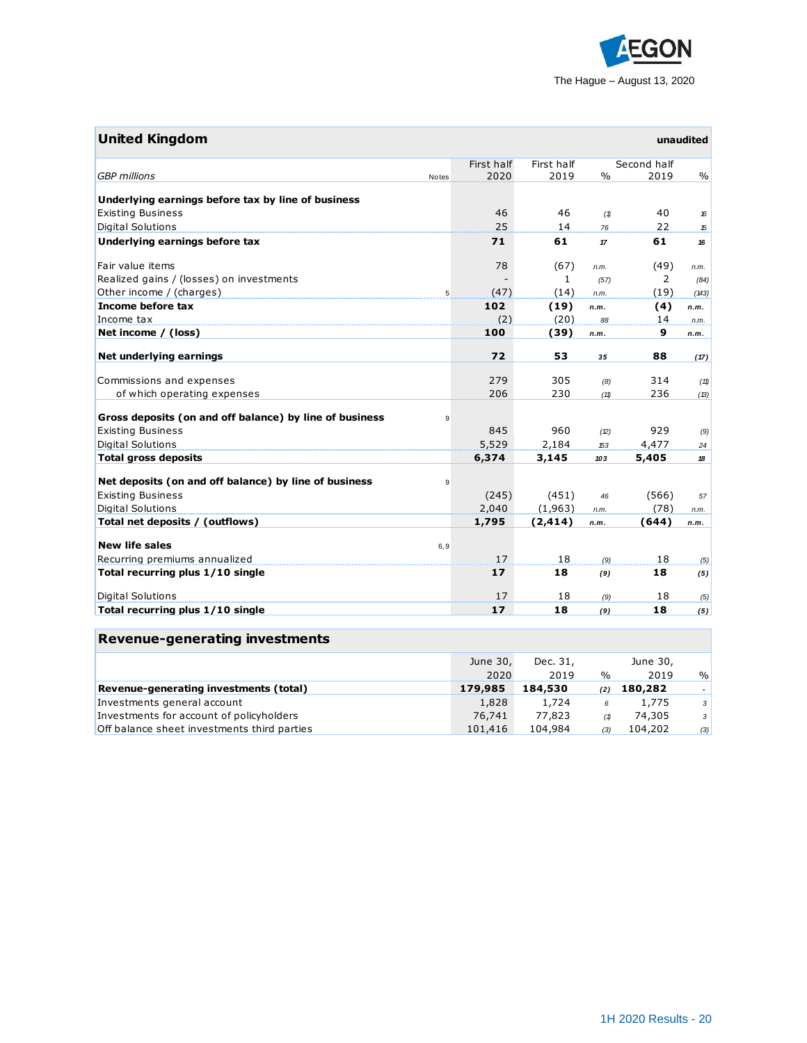The Hague – August 13, 2020

## United Kingdom

unaudited

| GBP millions | Notes | First half 2020 | First half 2019 | % | Second half 2019 | % |
|---|---|---|---|---|---|---|
| **Underlying earnings before tax by line of business** | | | | | | |
| Existing Business | | 46 | 46 | (1) | 40 | 16 |
| Digital Solutions | | 25 | 14 | 76 | 22 | 15 |
| **Underlying earnings before tax** | | **71** | **61** | **17** | **61** | **16** |
| | | | | | | |
| Fair value items | | 78 | (67) | n.m. | (49) | n.m. |
| Realized gains / (losses) on investments | | - | 1 | (57) | 2 | (84) |
| Other income / (charges) | 5 | (47) | (14) | n.m. | (19) | (143) |
| **Income before tax** | | **102** | **(19)** | **n.m.** | **(4)** | **n.m.** |
| Income tax | | (2) | (20) | 88 | 14 | n.m. |
| **Net income / (loss)** | | **100** | **(39)** | **n.m.** | **9** | **n.m.** |
| | | | | | | |
| **Net underlying earnings** | | **72** | **53** | **35** | **88** | **(17)** |
| | | | | | | |
| Commissions and expenses | | 279 | 305 | (8) | 314 | (11) |
| of which operating expenses | | 206 | 230 | (11) | 236 | (13) |
| | | | | | | |
| **Gross deposits (on and off balance) by line of business** | 9 | | | | | |
| Existing Business | | 845 | 960 | (12) | 929 | (9) |
| Digital Solutions | | 5,529 | 2,184 | 153 | 4,477 | 24 |
| **Total gross deposits** | | **6,374** | **3,145** | **103** | **5,405** | **18** |
| | | | | | | |
| **Net deposits (on and off balance) by line of business** | 9 | | | | | |
| Existing Business | | (245) | (451) | 46 | (566) | 57 |
| Digital Solutions | | 2,040 | (1,963) | n.m. | (78) | n.m. |
| **Total net deposits / (outflows)** | | **1,795** | **(2,414)** | **n.m.** | **(644)** | **n.m.** |
| | | | | | | |
| **New life sales** | 6, 9 | | | | | |
| Recurring premiums annualized | | 17 | 18 | (9) | 18 | (5) |
| **Total recurring plus 1/10 single** | | **17** | **18** | **(9)** | **18** | **(5)** |
| | | | | | | |
| Digital Solutions | | 17 | 18 | (9) | 18 | (5) |
| **Total recurring plus 1/10 single** | | **17** | **18** | **(9)** | **18** | **(5)** |

## Revenue-generating investments

| | June 30, 2020 | Dec. 31, 2019 | % | June 30, 2019 | % |
|---|---|---|---|---|---|
| **Revenue-generating investments (total)** | **179,985** | **184,530** | **(2)** | **180,282** | **-** |
| Investments general account | 1,828 | 1,724 | 6 | 1,775 | 3 |
| Investments for account of policyholders | 76,741 | 77,823 | (1) | 74,305 | 3 |
| Off balance sheet investments third parties | 101,416 | 104,984 | (3) | 104,202 | (3) |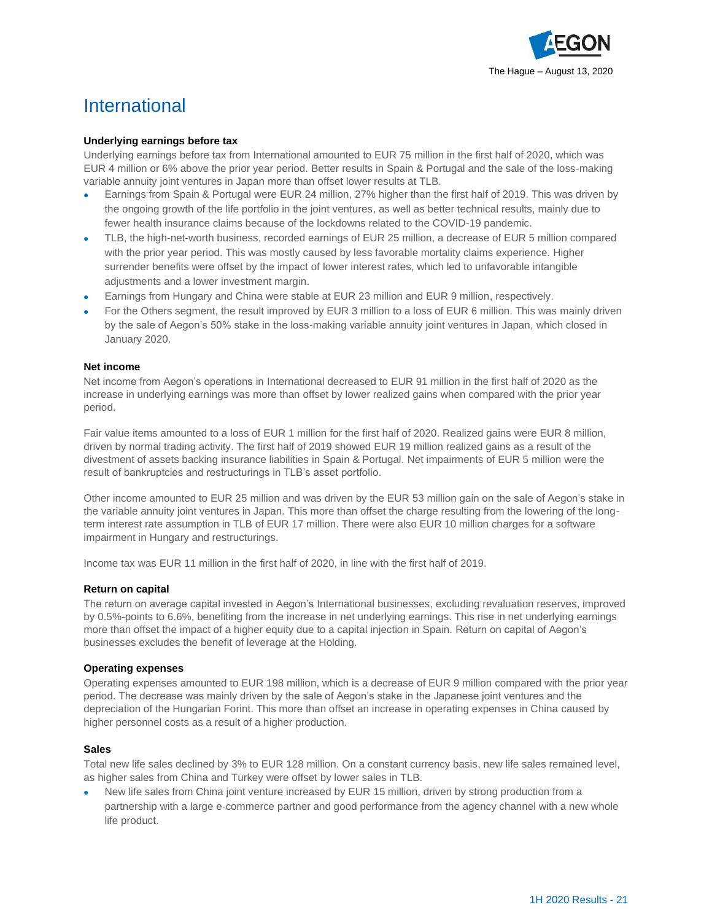# International

### Underlying earnings before tax

Underlying earnings before tax from International amounted to EUR 75 million in the first half of 2020, which was EUR 4 million or 6% above the prior year period. Better results in Spain & Portugal and the sale of the loss-making variable annuity joint ventures in Japan more than offset lower results at TLB.

- Earnings from Spain & Portugal were EUR 24 million, 27% higher than the first half of 2019. This was driven by the ongoing growth of the life portfolio in the joint ventures, as well as better technical results, mainly due to fewer health insurance claims because of the lockdowns related to the COVID-19 pandemic.
- TLB, the high-net-worth business, recorded earnings of EUR 25 million, a decrease of EUR 5 million compared with the prior year period. This was mostly caused by less favorable mortality claims experience. Higher surrender benefits were offset by the impact of lower interest rates, which led to unfavorable intangible adjustments and a lower investment margin.
- Earnings from Hungary and China were stable at EUR 23 million and EUR 9 million, respectively.
- For the Others segment, the result improved by EUR 3 million to a loss of EUR 6 million. This was mainly driven by the sale of Aegon's 50% stake in the loss-making variable annuity joint ventures in Japan, which closed in January 2020.

### Net income

Net income from Aegon's operations in International decreased to EUR 91 million in the first half of 2020 as the increase in underlying earnings was more than offset by lower realized gains when compared with the prior year period.

Fair value items amounted to a loss of EUR 1 million for the first half of 2020. Realized gains were EUR 8 million, driven by normal trading activity. The first half of 2019 showed EUR 19 million realized gains as a result of the divestment of assets backing insurance liabilities in Spain & Portugal. Net impairments of EUR 5 million were the result of bankruptcies and restructurings in TLB's asset portfolio.

Other income amounted to EUR 25 million and was driven by the EUR 53 million gain on the sale of Aegon's stake in the variable annuity joint ventures in Japan. This more than offset the charge resulting from the lowering of the long-term interest rate assumption in TLB of EUR 17 million. There were also EUR 10 million charges for a software impairment in Hungary and restructurings.

Income tax was EUR 11 million in the first half of 2020, in line with the first half of 2019.

### Return on capital

The return on average capital invested in Aegon's International businesses, excluding revaluation reserves, improved by 0.5%-points to 6.6%, benefiting from the increase in net underlying earnings. This rise in net underlying earnings more than offset the impact of a higher equity due to a capital injection in Spain. Return on capital of Aegon's businesses excludes the benefit of leverage at the Holding.

### Operating expenses

Operating expenses amounted to EUR 198 million, which is a decrease of EUR 9 million compared with the prior year period. The decrease was mainly driven by the sale of Aegon's stake in the Japanese joint ventures and the depreciation of the Hungarian Forint. This more than offset an increase in operating expenses in China caused by higher personnel costs as a result of a higher production.

### Sales

Total new life sales declined by 3% to EUR 128 million. On a constant currency basis, new life sales remained level, as higher sales from China and Turkey were offset by lower sales in TLB.

- New life sales from China joint venture increased by EUR 15 million, driven by strong production from a partnership with a large e-commerce partner and good performance from the agency channel with a new whole life product.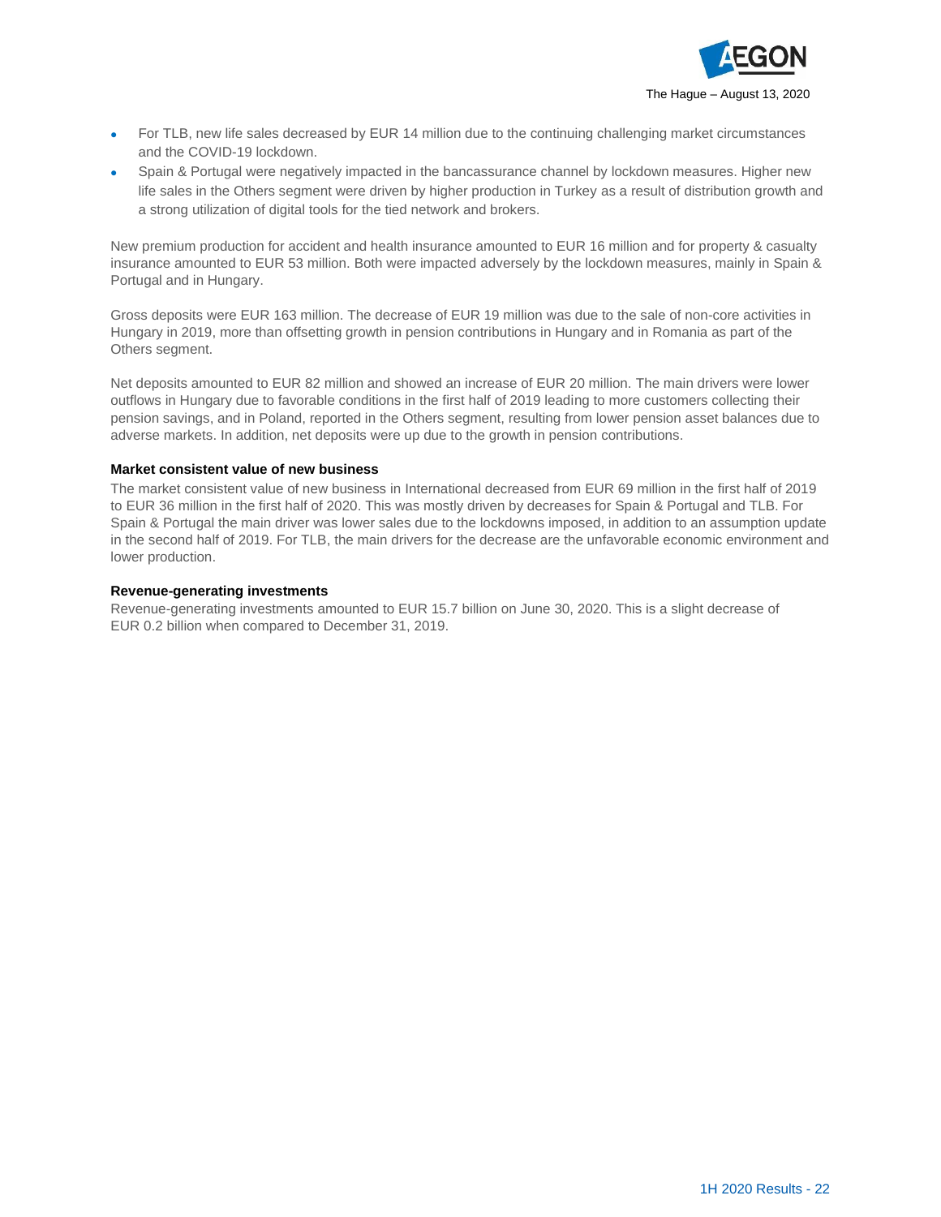- For TLB, new life sales decreased by EUR 14 million due to the continuing challenging market circumstances and the COVID-19 lockdown.
- Spain & Portugal were negatively impacted in the bancassurance channel by lockdown measures. Higher new life sales in the Others segment were driven by higher production in Turkey as a result of distribution growth and a strong utilization of digital tools for the tied network and brokers.

New premium production for accident and health insurance amounted to EUR 16 million and for property & casualty insurance amounted to EUR 53 million. Both were impacted adversely by the lockdown measures, mainly in Spain & Portugal and in Hungary.

Gross deposits were EUR 163 million. The decrease of EUR 19 million was due to the sale of non-core activities in Hungary in 2019, more than offsetting growth in pension contributions in Hungary and in Romania as part of the Others segment.

Net deposits amounted to EUR 82 million and showed an increase of EUR 20 million. The main drivers were lower outflows in Hungary due to favorable conditions in the first half of 2019 leading to more customers collecting their pension savings, and in Poland, reported in the Others segment, resulting from lower pension asset balances due to adverse markets. In addition, net deposits were up due to the growth in pension contributions.

**Market consistent value of new business**

The market consistent value of new business in International decreased from EUR 69 million in the first half of 2019 to EUR 36 million in the first half of 2020. This was mostly driven by decreases for Spain & Portugal and TLB. For Spain & Portugal the main driver was lower sales due to the lockdowns imposed, in addition to an assumption update in the second half of 2019. For TLB, the main drivers for the decrease are the unfavorable economic environment and lower production.

**Revenue-generating investments**

Revenue-generating investments amounted to EUR 15.7 billion on June 30, 2020. This is a slight decrease of EUR 0.2 billion when compared to December 31, 2019.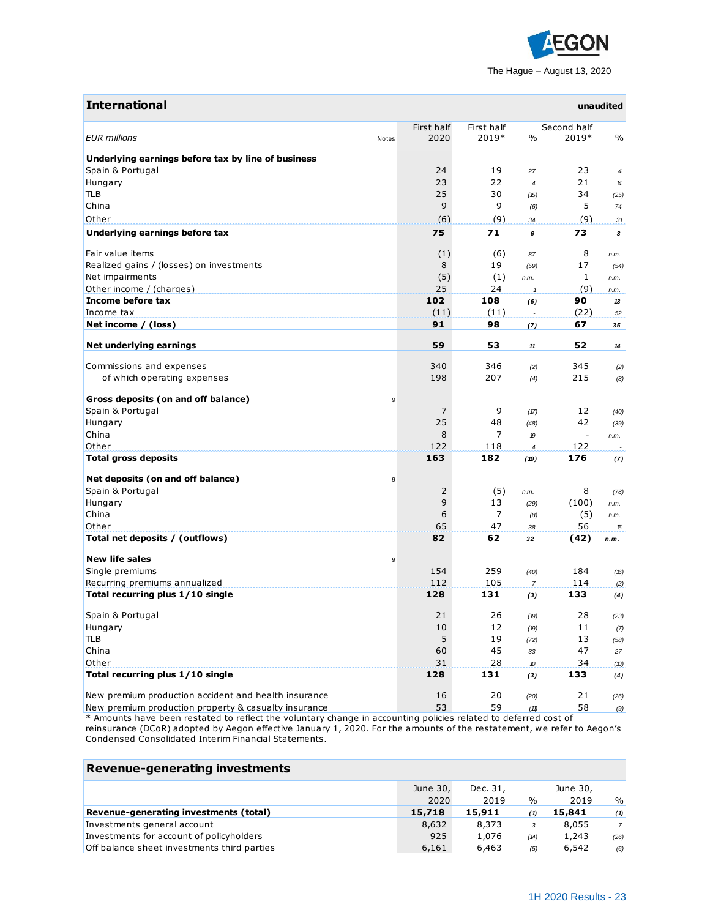AEGON

The Hague – August 13, 2020

## International

unaudited

| *EUR millions* | Notes | First half 2020 | First half 2019* | % | Second half 2019* | % |
|---|---|---|---|---|---|---|
| **Underlying earnings before tax by line of business** | | | | | | |
| Spain & Portugal | | 24 | 19 | 27 | 23 | 4 |
| Hungary | | 23 | 22 | 4 | 21 | 14 |
| TLB | | 25 | 30 | (15) | 34 | (25) |
| China | | 9 | 9 | (6) | 5 | 74 |
| Other | | (6) | (9) | 34 | (9) | 31 |
| **Underlying earnings before tax** | | **75** | **71** | **6** | **73** | **3** |
| | | | | | | |
| Fair value items | | (1) | (6) | 87 | 8 | n.m. |
| Realized gains / (losses) on investments | | 8 | 19 | (59) | 17 | (54) |
| Net impairments | | (5) | (1) | n.m. | 1 | n.m. |
| Other income / (charges) | | 25 | 24 | 1 | (9) | n.m. |
| **Income before tax** | | **102** | **108** | **(6)** | **90** | **13** |
| Income tax | | (11) | (11) | - | (22) | 52 |
| **Net income / (loss)** | | **91** | **98** | **(7)** | **67** | **35** |
| | | | | | | |
| **Net underlying earnings** | | **59** | **53** | **11** | **52** | **14** |
| | | | | | | |
| Commissions and expenses | | 340 | 346 | (2) | 345 | (2) |
| of which operating expenses | | 198 | 207 | (4) | 215 | (8) |
| | | | | | | |
| **Gross deposits (on and off balance)** | 9 | | | | | |
| Spain & Portugal | | 7 | 9 | (17) | 12 | (40) |
| Hungary | | 25 | 48 | (48) | 42 | (39) |
| China | | 8 | 7 | 19 | - | n.m. |
| Other | | 122 | 118 | 4 | 122 | - |
| **Total gross deposits** | | **163** | **182** | **(10)** | **176** | **(7)** |
| | | | | | | |
| **Net deposits (on and off balance)** | 9 | | | | | |
| Spain & Portugal | | 2 | (5) | n.m. | 8 | (78) |
| Hungary | | 9 | 13 | (29) | (100) | n.m. |
| China | | 6 | 7 | (8) | (5) | n.m. |
| Other | | 65 | 47 | 38 | 56 | 15 |
| **Total net deposits / (outflows)** | | **82** | **62** | **32** | **(42)** | **n.m.** |
| | | | | | | |
| **New life sales** | 9 | | | | | |
| Single premiums | | 154 | 259 | (40) | 184 | (16) |
| Recurring premiums annualized | | 112 | 105 | 7 | 114 | (2) |
| **Total recurring plus 1/10 single** | | **128** | **131** | **(3)** | **133** | **(4)** |
| | | | | | | |
| Spain & Portugal | | 21 | 26 | (19) | 28 | (23) |
| Hungary | | 10 | 12 | (19) | 11 | (7) |
| TLB | | 5 | 19 | (72) | 13 | (58) |
| China | | 60 | 45 | 33 | 47 | 27 |
| Other | | 31 | 28 | 10 | 34 | (10) |
| **Total recurring plus 1/10 single** | | **128** | **131** | **(3)** | **133** | **(4)** |
| | | | | | | |
| New premium production accident and health insurance | | 16 | 20 | (20) | 21 | (26) |
| New premium production property & casualty insurance | | 53 | 59 | (11) | 58 | (9) |

* Amounts have been restated to reflect the voluntary change in accounting policies related to deferred cost of reinsurance (DCoR) adopted by Aegon effective January 1, 2020. For the amounts of the restatement, we refer to Aegon's Condensed Consolidated Interim Financial Statements.

## Revenue-generating investments

| | June 30, 2020 | Dec. 31, 2019 | % | June 30, 2019 | % |
|---|---|---|---|---|---|
| **Revenue-generating investments (total)** | **15,718** | **15,911** | **(1)** | **15,841** | **(1)** |
| Investments general account | 8,632 | 8,373 | 3 | 8,055 | 7 |
| Investments for account of policyholders | 925 | 1,076 | (14) | 1,243 | (26) |
| Off balance sheet investments third parties | 6,161 | 6,463 | (5) | 6,542 | (6) |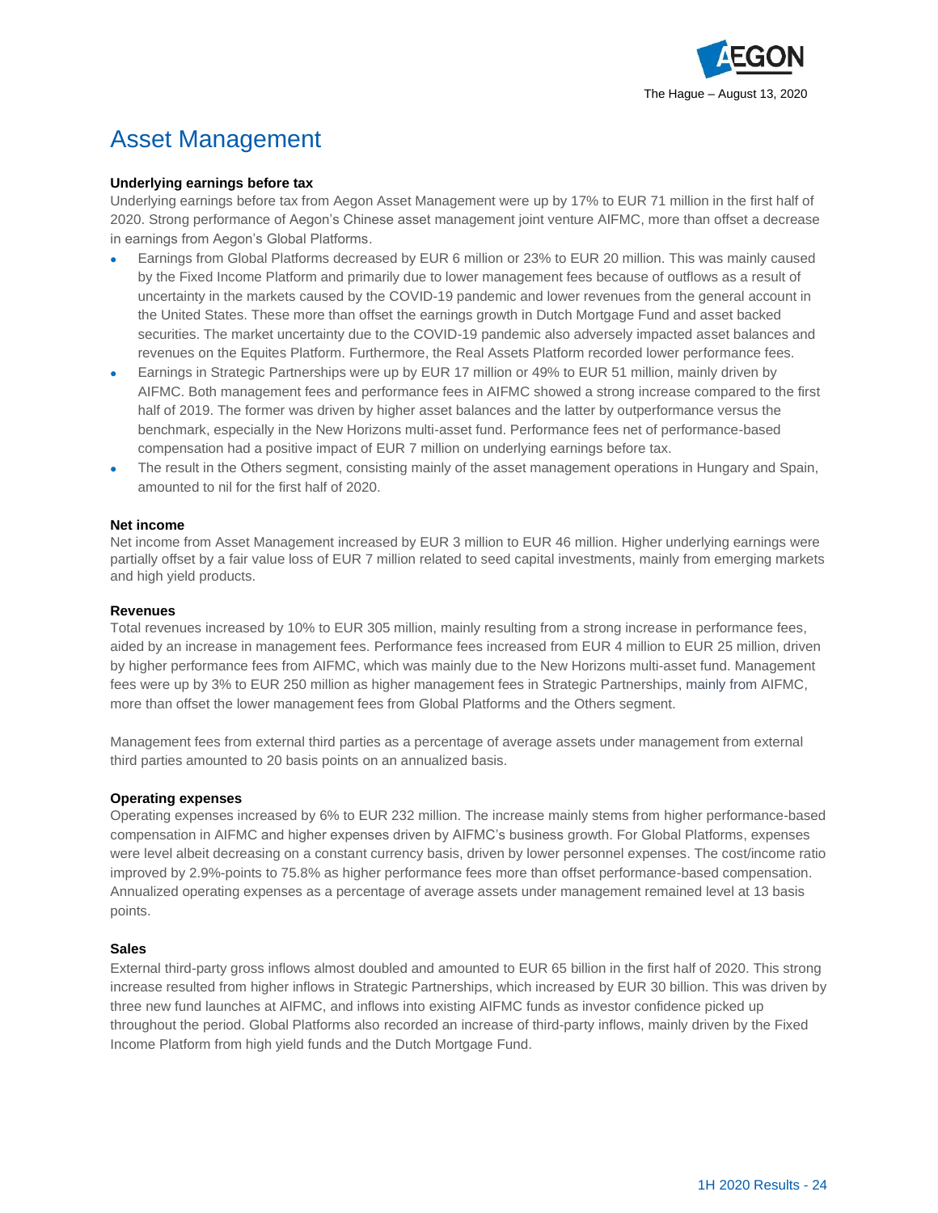# Asset Management

**Underlying earnings before tax**

Underlying earnings before tax from Aegon Asset Management were up by 17% to EUR 71 million in the first half of 2020. Strong performance of Aegon's Chinese asset management joint venture AIFMC, more than offset a decrease in earnings from Aegon's Global Platforms.

- Earnings from Global Platforms decreased by EUR 6 million or 23% to EUR 20 million. This was mainly caused by the Fixed Income Platform and primarily due to lower management fees because of outflows as a result of uncertainty in the markets caused by the COVID-19 pandemic and lower revenues from the general account in the United States. These more than offset the earnings growth in Dutch Mortgage Fund and asset backed securities. The market uncertainty due to the COVID-19 pandemic also adversely impacted asset balances and revenues on the Equites Platform. Furthermore, the Real Assets Platform recorded lower performance fees.
- Earnings in Strategic Partnerships were up by EUR 17 million or 49% to EUR 51 million, mainly driven by AIFMC. Both management fees and performance fees in AIFMC showed a strong increase compared to the first half of 2019. The former was driven by higher asset balances and the latter by outperformance versus the benchmark, especially in the New Horizons multi-asset fund. Performance fees net of performance-based compensation had a positive impact of EUR 7 million on underlying earnings before tax.
- The result in the Others segment, consisting mainly of the asset management operations in Hungary and Spain, amounted to nil for the first half of 2020.

**Net income**

Net income from Asset Management increased by EUR 3 million to EUR 46 million. Higher underlying earnings were partially offset by a fair value loss of EUR 7 million related to seed capital investments, mainly from emerging markets and high yield products.

**Revenues**

Total revenues increased by 10% to EUR 305 million, mainly resulting from a strong increase in performance fees, aided by an increase in management fees. Performance fees increased from EUR 4 million to EUR 25 million, driven by higher performance fees from AIFMC, which was mainly due to the New Horizons multi-asset fund. Management fees were up by 3% to EUR 250 million as higher management fees in Strategic Partnerships, mainly from AIFMC, more than offset the lower management fees from Global Platforms and the Others segment.

Management fees from external third parties as a percentage of average assets under management from external third parties amounted to 20 basis points on an annualized basis.

**Operating expenses**

Operating expenses increased by 6% to EUR 232 million. The increase mainly stems from higher performance-based compensation in AIFMC and higher expenses driven by AIFMC's business growth. For Global Platforms, expenses were level albeit decreasing on a constant currency basis, driven by lower personnel expenses. The cost/income ratio improved by 2.9%-points to 75.8% as higher performance fees more than offset performance-based compensation. Annualized operating expenses as a percentage of average assets under management remained level at 13 basis points.

**Sales**

External third-party gross inflows almost doubled and amounted to EUR 65 billion in the first half of 2020. This strong increase resulted from higher inflows in Strategic Partnerships, which increased by EUR 30 billion. This was driven by three new fund launches at AIFMC, and inflows into existing AIFMC funds as investor confidence picked up throughout the period. Global Platforms also recorded an increase of third-party inflows, mainly driven by the Fixed Income Platform from high yield funds and the Dutch Mortgage Fund.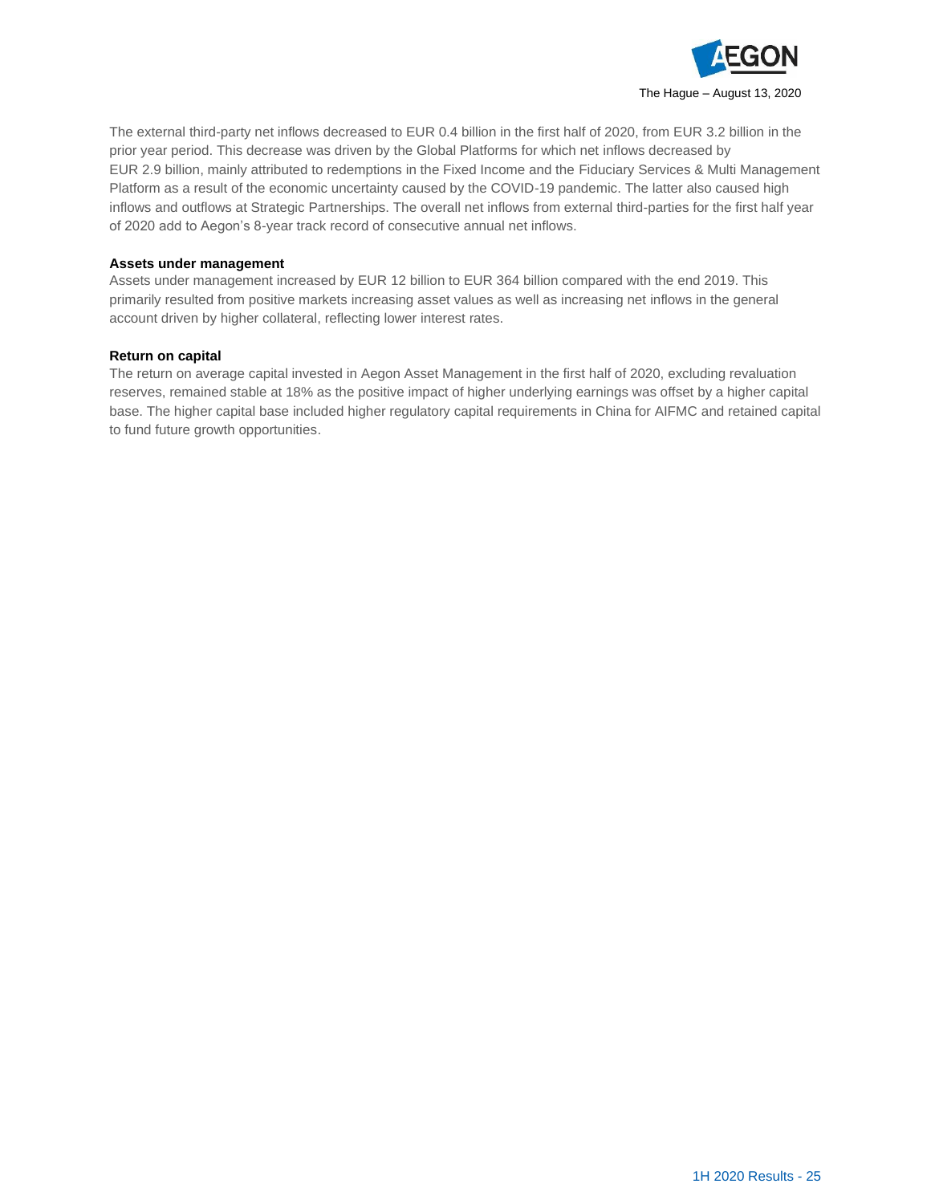The external third-party net inflows decreased to EUR 0.4 billion in the first half of 2020, from EUR 3.2 billion in the prior year period. This decrease was driven by the Global Platforms for which net inflows decreased by EUR 2.9 billion, mainly attributed to redemptions in the Fixed Income and the Fiduciary Services & Multi Management Platform as a result of the economic uncertainty caused by the COVID-19 pandemic. The latter also caused high inflows and outflows at Strategic Partnerships. The overall net inflows from external third-parties for the first half year of 2020 add to Aegon's 8-year track record of consecutive annual net inflows.

**Assets under management**

Assets under management increased by EUR 12 billion to EUR 364 billion compared with the end 2019. This primarily resulted from positive markets increasing asset values as well as increasing net inflows in the general account driven by higher collateral, reflecting lower interest rates.

**Return on capital**

The return on average capital invested in Aegon Asset Management in the first half of 2020, excluding revaluation reserves, remained stable at 18% as the positive impact of higher underlying earnings was offset by a higher capital base. The higher capital base included higher regulatory capital requirements in China for AIFMC and retained capital to fund future growth opportunities.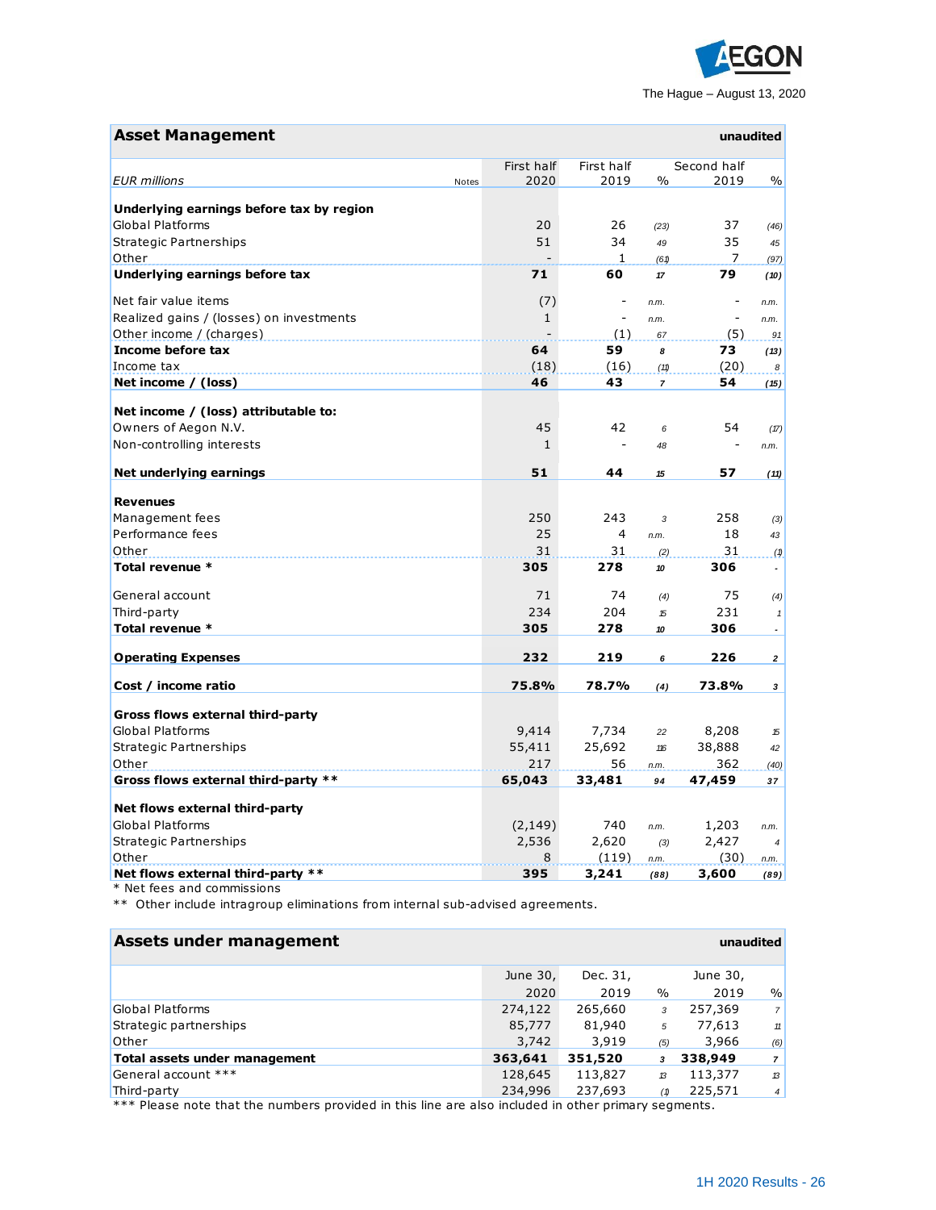## Asset Management

unaudited

| EUR millions | Notes | First half 2020 | First half 2019 | % | Second half 2019 | % |
|---|---|---|---|---|---|---|
| **Underlying earnings before tax by region** | | | | | | |
| Global Platforms | | 20 | 26 | (23) | 37 | (46) |
| Strategic Partnerships | | 51 | 34 | 49 | 35 | 45 |
| Other | | - | 1 | (61) | 7 | (97) |
| **Underlying earnings before tax** | | **71** | **60** | **17** | **79** | **(10)** |
| Net fair value items | | (7) | - | n.m. | - | n.m. |
| Realized gains / (losses) on investments | | 1 | - | n.m. | - | n.m. |
| Other income / (charges) | | - | (1) | 67 | (5) | 91 |
| **Income before tax** | | **64** | **59** | **8** | **73** | **(13)** |
| Income tax | | (18) | (16) | (11) | (20) | 8 |
| **Net income / (loss)** | | **46** | **43** | **7** | **54** | **(15)** |
| **Net income / (loss) attributable to:** | | | | | | |
| Owners of Aegon N.V. | | 45 | 42 | 6 | 54 | (17) |
| Non-controlling interests | | 1 | - | 48 | - | n.m. |
| **Net underlying earnings** | | **51** | **44** | **15** | **57** | **(11)** |
| **Revenues** | | | | | | |
| Management fees | | 250 | 243 | 3 | 258 | (3) |
| Performance fees | | 25 | 4 | n.m. | 18 | 43 |
| Other | | 31 | 31 | (2) | 31 | (1) |
| **Total revenue *** | | **305** | **278** | **10** | **306** | **-** |
| General account | | 71 | 74 | (4) | 75 | (4) |
| Third-party | | 234 | 204 | 15 | 231 | 1 |
| **Total revenue *** | | **305** | **278** | **10** | **306** | **-** |
| **Operating Expenses** | | **232** | **219** | **6** | **226** | **2** |
| **Cost / income ratio** | | **75.8%** | **78.7%** | **(4)** | **73.8%** | **3** |
| **Gross flows external third-party** | | | | | | |
| Global Platforms | | 9,414 | 7,734 | 22 | 8,208 | 15 |
| Strategic Partnerships | | 55,411 | 25,692 | 116 | 38,888 | 42 |
| Other | | 217 | 56 | n.m. | 362 | (40) |
| **Gross flows external third-party **** | | **65,043** | **33,481** | **94** | **47,459** | **37** |
| **Net flows external third-party** | | | | | | |
| Global Platforms | | (2,149) | 740 | n.m. | 1,203 | n.m. |
| Strategic Partnerships | | 2,536 | 2,620 | (3) | 2,427 | 4 |
| Other | | 8 | (119) | n.m. | (30) | n.m. |
| **Net flows external third-party **** | | **395** | **3,241** | **(88)** | **3,600** | **(89)** |

\* Net fees and commissions

** Other include intragroup eliminations from internal sub-advised agreements.

## Assets under management

unaudited

| | June 30, 2020 | Dec. 31, 2019 | % | June 30, 2019 | % |
|---|---|---|---|---|---|
| Global Platforms | 274,122 | 265,660 | 3 | 257,369 | 7 |
| Strategic partnerships | 85,777 | 81,940 | 5 | 77,613 | 11 |
| Other | 3,742 | 3,919 | (5) | 3,966 | (6) |
| **Total assets under management** | **363,641** | **351,520** | **3** | **338,949** | **7** |
| General account *** | 128,645 | 113,827 | 13 | 113,377 | 13 |
| Third-party | 234,996 | 237,693 | (1) | 225,571 | 4 |

*** Please note that the numbers provided in this line are also included in other primary segments.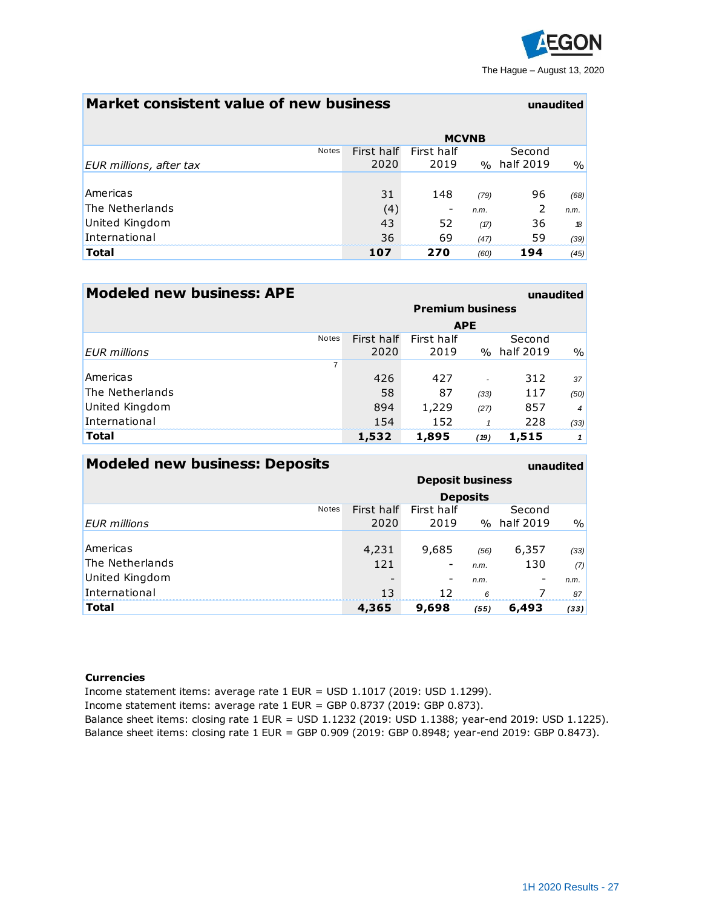The Hague – August 13, 2020

## Market consistent value of new business

unaudited

| EUR millions, after tax | Notes | MCVNB First half 2020 | First half 2019 | % | Second half 2019 | % |
|---|---|---|---|---|---|---|
| Americas | | 31 | 148 | (79) | 96 | (68) |
| The Netherlands | | (4) | - | n.m. | 2 | n.m. |
| United Kingdom | | 43 | 52 | (17) | 36 | 18 |
| International | | 36 | 69 | (47) | 59 | (39) |
| **Total** | | **107** | **270** | (60) | **194** | (45) |

## Modeled new business: APE

unaudited

| EUR millions | Notes | Premium business APE First half 2020 | First half 2019 | % | Second half 2019 | % |
|---|---|---|---|---|---|---|
| | 7 | | | | | |
| Americas | | 426 | 427 | - | 312 | 37 |
| The Netherlands | | 58 | 87 | (33) | 117 | (50) |
| United Kingdom | | 894 | 1,229 | (27) | 857 | 4 |
| International | | 154 | 152 | 1 | 228 | (33) |
| **Total** | | **1,532** | **1,895** | **(19)** | **1,515** | **1** |

## Modeled new business: Deposits

unaudited

| EUR millions | Notes | Deposit business Deposits First half 2020 | First half 2019 | % | Second half 2019 | % |
|---|---|---|---|---|---|---|
| Americas | | 4,231 | 9,685 | (56) | 6,357 | (33) |
| The Netherlands | | 121 | - | n.m. | 130 | (7) |
| United Kingdom | | - | - | n.m. | - | n.m. |
| International | | 13 | 12 | 6 | 7 | 87 |
| **Total** | | **4,365** | **9,698** | **(55)** | **6,493** | **(33)** |

**Currencies**

Income statement items: average rate 1 EUR = USD 1.1017 (2019: USD 1.1299).
Income statement items: average rate 1 EUR = GBP 0.8737 (2019: GBP 0.873).
Balance sheet items: closing rate 1 EUR = USD 1.1232 (2019: USD 1.1388; year-end 2019: USD 1.1225).
Balance sheet items: closing rate 1 EUR = GBP 0.909 (2019: GBP 0.8948; year-end 2019: GBP 0.8473).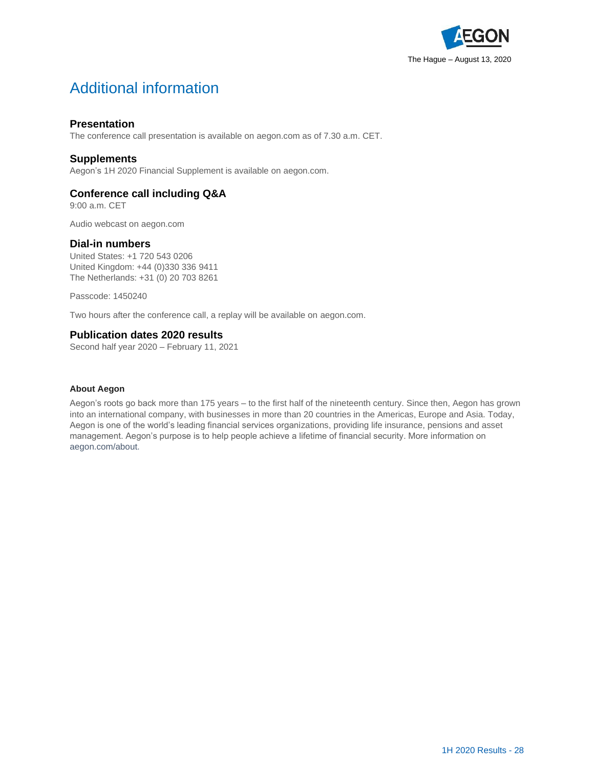The Hague – August 13, 2020

# Additional information

### Presentation

The conference call presentation is available on aegon.com as of 7.30 a.m. CET.

### Supplements

Aegon's 1H 2020 Financial Supplement is available on aegon.com.

### Conference call including Q&A

9:00 a.m. CET

Audio webcast on aegon.com

### Dial-in numbers

United States: +1 720 543 0206
United Kingdom: +44 (0)330 336 9411
The Netherlands: +31 (0) 20 703 8261

Passcode: 1450240

Two hours after the conference call, a replay will be available on aegon.com.

### Publication dates 2020 results

Second half year 2020 – February 11, 2021

**About Aegon**

Aegon's roots go back more than 175 years – to the first half of the nineteenth century. Since then, Aegon has grown into an international company, with businesses in more than 20 countries in the Americas, Europe and Asia. Today, Aegon is one of the world's leading financial services organizations, providing life insurance, pensions and asset management. Aegon's purpose is to help people achieve a lifetime of financial security. More information on aegon.com/about.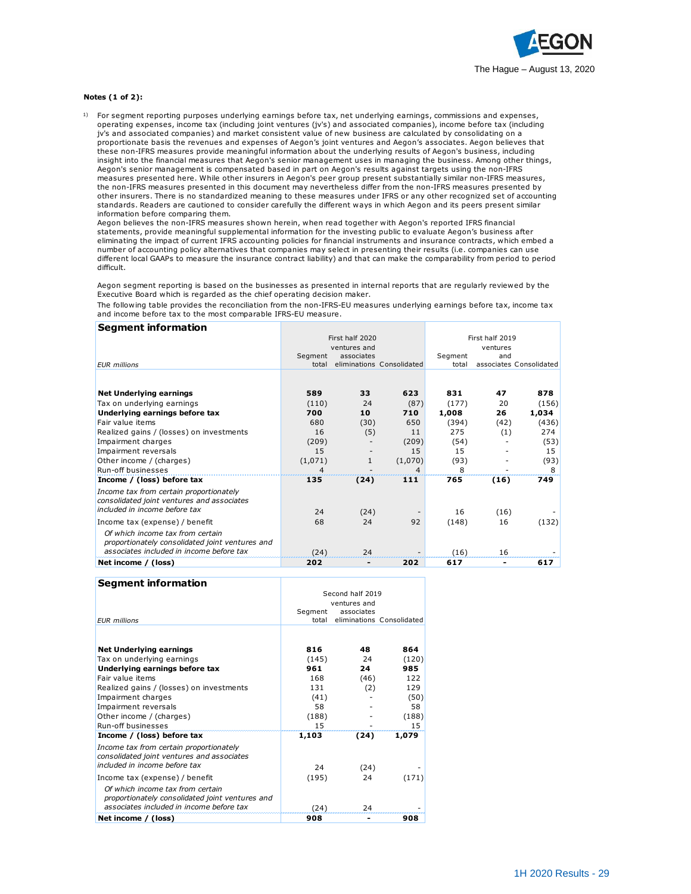**Notes (1 of 2):**

[1] For segment reporting purposes underlying earnings before tax, net underlying earnings, commissions and expenses, operating expenses, income tax (including joint ventures (jv's) and associated companies), income before tax (including jv's and associated companies) and market consistent value of new business are calculated by consolidating on a proportionate basis the revenues and expenses of Aegon's joint ventures and Aegon's associates. Aegon believes that these non-IFRS measures provide meaningful information about the underlying results of Aegon's business, including insight into the financial measures that Aegon's senior management uses in managing the business. Among other things, Aegon's senior management is compensated based in part on Aegon's results against targets using the non-IFRS measures presented here. While other insurers in Aegon's peer group present substantially similar non-IFRS measures, the non-IFRS measures presented in this document may nevertheless differ from the non-IFRS measures presented by other insurers. There is no standardized meaning to these measures under IFRS or any other recognized set of accounting standards. Readers are cautioned to consider carefully the different ways in which Aegon and its peers present similar information before comparing them.
Aegon believes the non-IFRS measures shown herein, when read together with Aegon's reported IFRS financial statements, provide meaningful supplemental information for the investing public to evaluate Aegon's business after eliminating the impact of current IFRS accounting policies for financial instruments and insurance contracts, which embed a number of accounting policy alternatives that companies may select in presenting their results (i.e. companies can use different local GAAPs to measure the insurance contract liability) and that can make the comparability from period to period difficult.

Aegon segment reporting is based on the businesses as presented in internal reports that are regularly reviewed by the Executive Board which is regarded as the chief operating decision maker.
The following table provides the reconciliation from the non-IFRS-EU measures underlying earnings before tax, income tax and income before tax to the most comparable IFRS-EU measure.

**Segment information**

| EUR millions | First half 2020 Segment total | First half 2020 ventures and associates eliminations | First half 2020 Consolidated | First half 2019 Segment total | First half 2019 ventures and associates | First half 2019 Consolidated |
|---|---|---|---|---|---|---|
| **Net Underlying earnings** | **589** | **33** | **623** | **831** | **47** | **878** |
| Tax on underlying earnings | (110) | 24 | (87) | (177) | 20 | (156) |
| **Underlying earnings before tax** | **700** | **10** | **710** | **1,008** | **26** | **1,034** |
| Fair value items | 680 | (30) | 650 | (394) | (42) | (436) |
| Realized gains / (losses) on investments | 16 | (5) | 11 | 275 | (1) | 274 |
| Impairment charges | (209) | - | (209) | (54) | - | (53) |
| Impairment reversals | 15 | - | 15 | 15 | - | 15 |
| Other income / (charges) | (1,071) | 1 | (1,070) | (93) | - | (93) |
| Run-off businesses | 4 | - | 4 | 8 | - | 8 |
| **Income / (loss) before tax** | **135** | **(24)** | **111** | **765** | **(16)** | **749** |
| *Income tax from certain proportionately consolidated joint ventures and associates included in income before tax* | 24 | (24) | - | 16 | (16) | - |
| Income tax (expense) / benefit | 68 | 24 | 92 | (148) | 16 | (132) |
| *Of which income tax from certain proportionately consolidated joint ventures and associates included in income before tax* | (24) | 24 | - | (16) | 16 | - |
| **Net income / (loss)** | **202** | **-** | **202** | **617** | **-** | **617** |

**Segment information**

| EUR millions | Second half 2019 Segment total | Second half 2019 ventures and associates eliminations | Second half 2019 Consolidated |
|---|---|---|---|
| **Net Underlying earnings** | **816** | **48** | **864** |
| Tax on underlying earnings | (145) | 24 | (120) |
| **Underlying earnings before tax** | **961** | **24** | **985** |
| Fair value items | 168 | (46) | 122 |
| Realized gains / (losses) on investments | 131 | (2) | 129 |
| Impairment charges | (41) | - | (50) |
| Impairment reversals | 58 | - | 58 |
| Other income / (charges) | (188) | - | (188) |
| Run-off businesses | 15 | - | 15 |
| **Income / (loss) before tax** | **1,103** | **(24)** | **1,079** |
| *Income tax from certain proportionately consolidated joint ventures and associates included in income before tax* | 24 | (24) | - |
| Income tax (expense) / benefit | (195) | 24 | (171) |
| *Of which income tax from certain proportionately consolidated joint ventures and associates included in income before tax* | (24) | 24 | - |
| **Net income / (loss)** | **908** | **-** | **908** |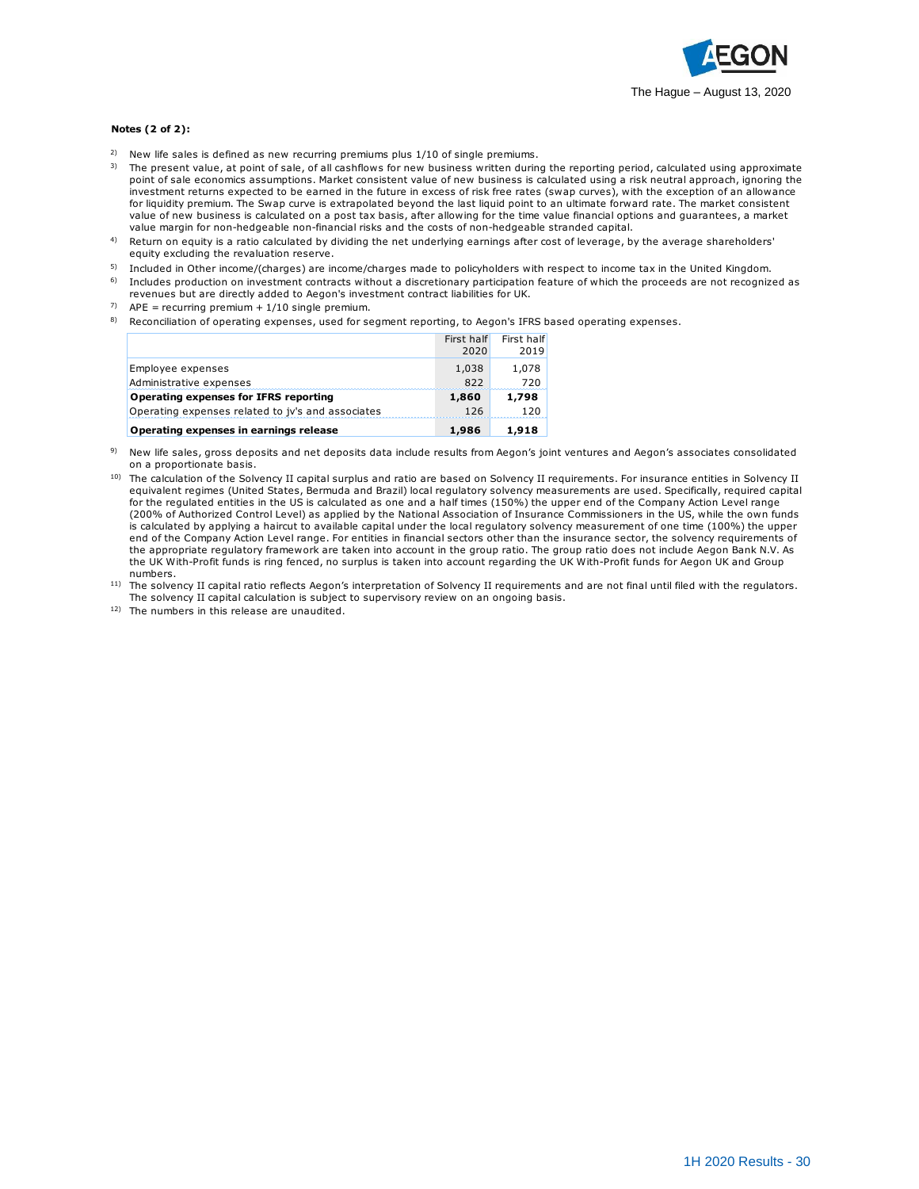**Notes (2 of 2):**

2) New life sales is defined as new recurring premiums plus 1/10 of single premiums.

3) The present value, at point of sale, of all cashflows for new business written during the reporting period, calculated using approximate point of sale economics assumptions. Market consistent value of new business is calculated using a risk neutral approach, ignoring the investment returns expected to be earned in the future in excess of risk free rates (swap curves), with the exception of an allowance for liquidity premium. The Swap curve is extrapolated beyond the last liquid point to an ultimate forward rate. The market consistent value of new business is calculated on a post tax basis, after allowing for the time value financial options and guarantees, a market value margin for non-hedgeable non-financial risks and the costs of non-hedgeable stranded capital.

4) Return on equity is a ratio calculated by dividing the net underlying earnings after cost of leverage, by the average shareholders' equity excluding the revaluation reserve.

5) Included in Other income/(charges) are income/charges made to policyholders with respect to income tax in the United Kingdom.

6) Includes production on investment contracts without a discretionary participation feature of which the proceeds are not recognized as revenues but are directly added to Aegon's investment contract liabilities for UK.

7) APE = recurring premium + 1/10 single premium.

8) Reconciliation of operating expenses, used for segment reporting, to Aegon's IFRS based operating expenses.

| | First half 2020 | First half 2019 |
|---|---|---|
| Employee expenses | 1,038 | 1,078 |
| Administrative expenses | 822 | 720 |
| **Operating expenses for IFRS reporting** | **1,860** | **1,798** |
| Operating expenses related to jv's and associates | 126 | 120 |
| **Operating expenses in earnings release** | **1,986** | **1,918** |

9) New life sales, gross deposits and net deposits data include results from Aegon's joint ventures and Aegon's associates consolidated on a proportionate basis.

10) The calculation of the Solvency II capital surplus and ratio are based on Solvency II requirements. For insurance entities in Solvency II equivalent regimes (United States, Bermuda and Brazil) local regulatory solvency measurements are used. Specifically, required capital for the regulated entities in the US is calculated as one and a half times (150%) the upper end of the Company Action Level range (200% of Authorized Control Level) as applied by the National Association of Insurance Commissioners in the US, while the own funds is calculated by applying a haircut to available capital under the local regulatory solvency measurement of one time (100%) the upper end of the Company Action Level range. For entities in financial sectors other than the insurance sector, the solvency requirements of the appropriate regulatory framework are taken into account in the group ratio. The group ratio does not include Aegon Bank N.V. As the UK With-Profit funds is ring fenced, no surplus is taken into account regarding the UK With-Profit funds for Aegon UK and Group numbers.

11) The solvency II capital ratio reflects Aegon's interpretation of Solvency II requirements and are not final until filed with the regulators. The solvency II capital calculation is subject to supervisory review on an ongoing basis.

12) The numbers in this release are unaudited.